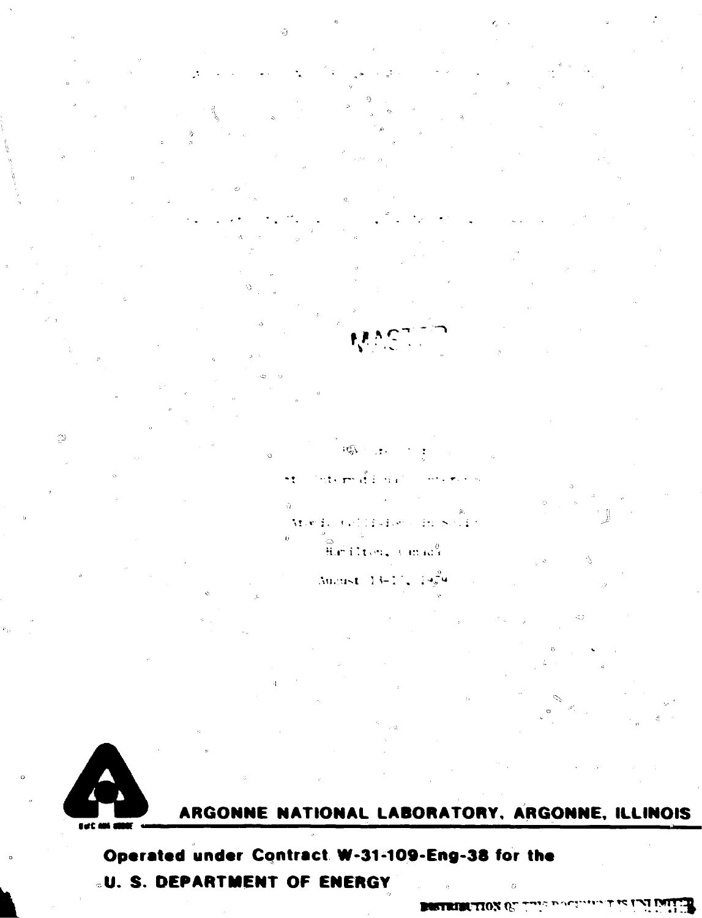MASTER

at International Conference

Atomic Collisions in Solids

Hamilton, Canada

August 13-17, 1979

ARGONNE NATIONAL LABORATORY, ARGONNE, ILLINOIS

Operated under Contract W-31-109-Eng-38 for the

U. S. DEPARTMENT OF ENERGY

DISTRIBUTION OF THIS DOCUMENT IS UNLIMITED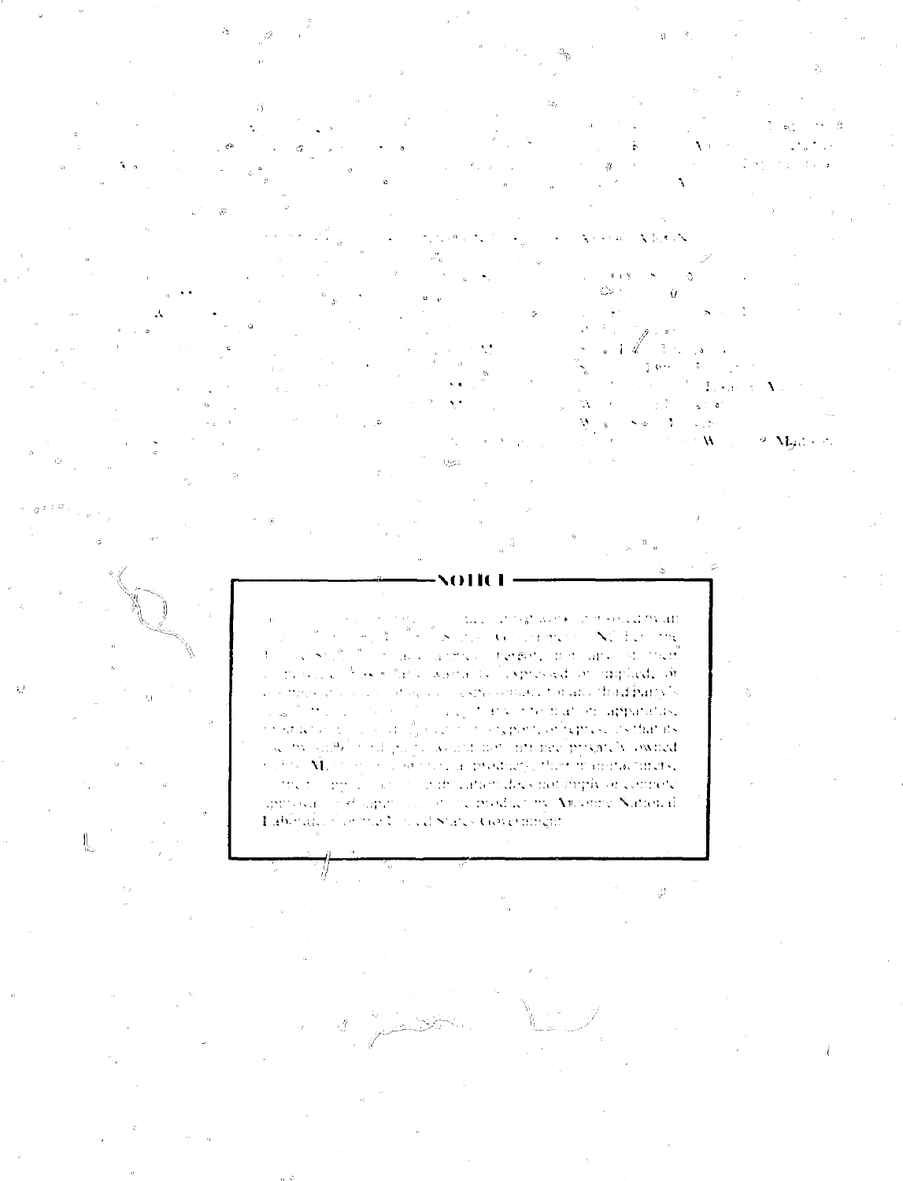## NOTICE

This report was prepared as an account of work sponsored by an agency of the United States Government. Neither the United States Government nor any agency thereof, nor any of their employees or officers, makes any warranty, express or implied, or assumes any legal liability or responsibility for any third party's use or the results of such use of any information, apparatus, product or process disclosed in this report, or represents that its use by such third party would not infringe privately owned rights. Mention of commercial products, their manufacturers, or their suppliers in this publication does not imply or connote approval or disapproval of the product by Argonne National Laboratory or the United States Government.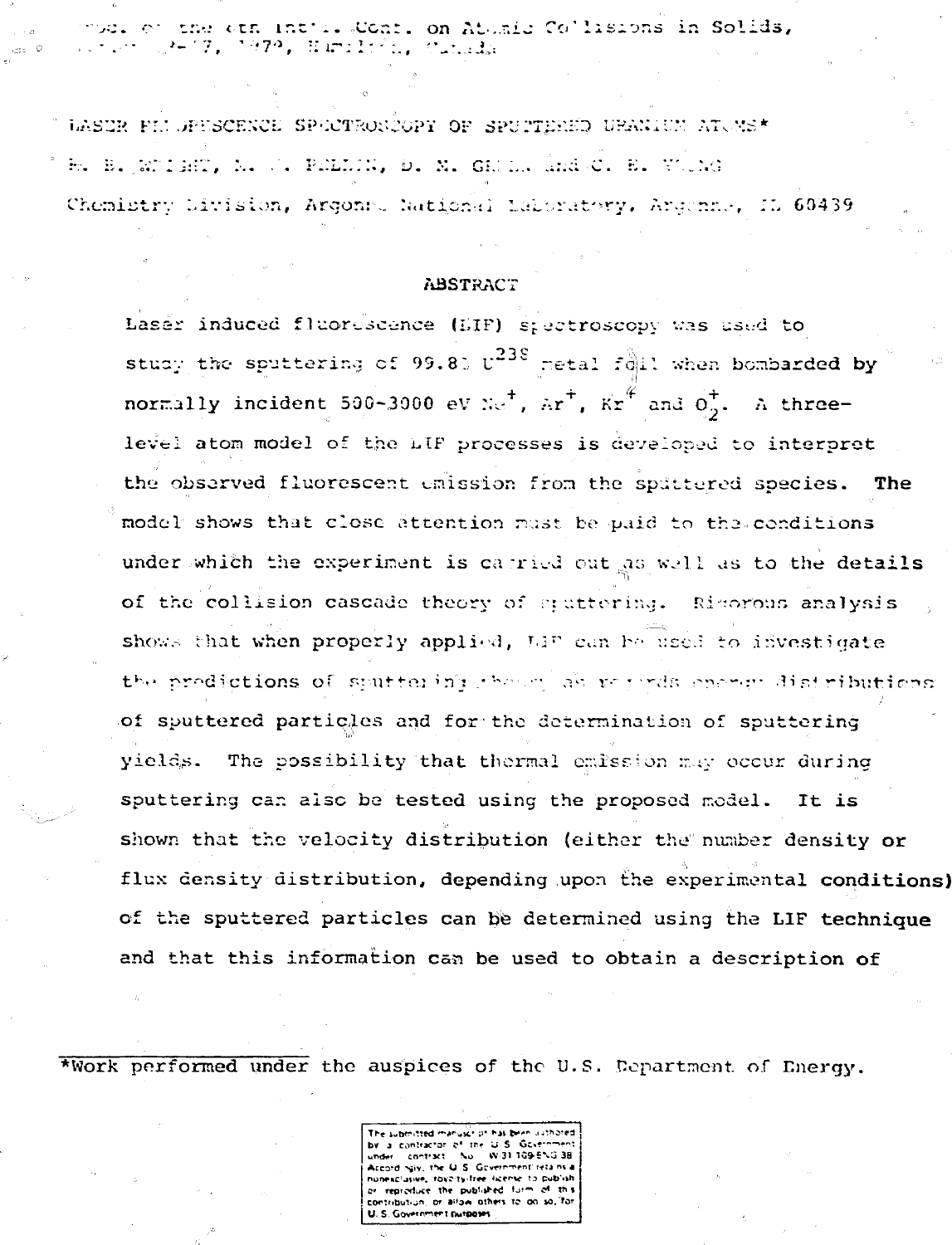Proc. of the 8th Int'l. Conf. on Atomic Collisions in Solids, August 13-17, 1979, Hamilton, Canada

# LASER FLUORESCENCE SPECTROSCOPY OF SPUTTERED URANIUM ATOMS*

R. B. WRIGHT, M. J. PELLIN, D. M. GRUEN and C. E. YOUNG

Chemistry Division, Argonne National Laboratory, Argonne, IL 60439

## ABSTRACT

Laser induced fluorescence (LIF) spectroscopy was used to study the sputtering of 99.8% $U^{238}$ metal foil when bombarded by normally incident 500-3000 eV $Ne^+$, $Ar^+$, $Kr^+$ and $O_2^+$. A three-level atom model of the LIF processes is developed to interpret the observed fluorescent emission from the sputtered species. The model shows that close attention must be paid to the conditions under which the experiment is carried out as well as to the details of the collision cascade theory of sputtering. Rigorous analysis shows that when properly applied, LIF can be used to investigate the predictions of sputtering theory as regards energy distributions of sputtered particles and for the determination of sputtering yields. The possibility that thermal emission may occur during sputtering can also be tested using the proposed model. It is shown that the velocity distribution (either the number density or flux density distribution, depending upon the experimental conditions) of the sputtered particles can be determined using the LIF technique and that this information can be used to obtain a description of

*Work performed under the auspices of the U.S. Department of Energy.

The submitted manuscript has been authored by a contractor of the U.S. Government under contract No. W-31-109-ENG-38. Accordingly, the U.S. Government retains a nonexclusive, royalty-free license to publish or reproduce the published form of this contribution, or allow others to do so, for U.S. Government purposes.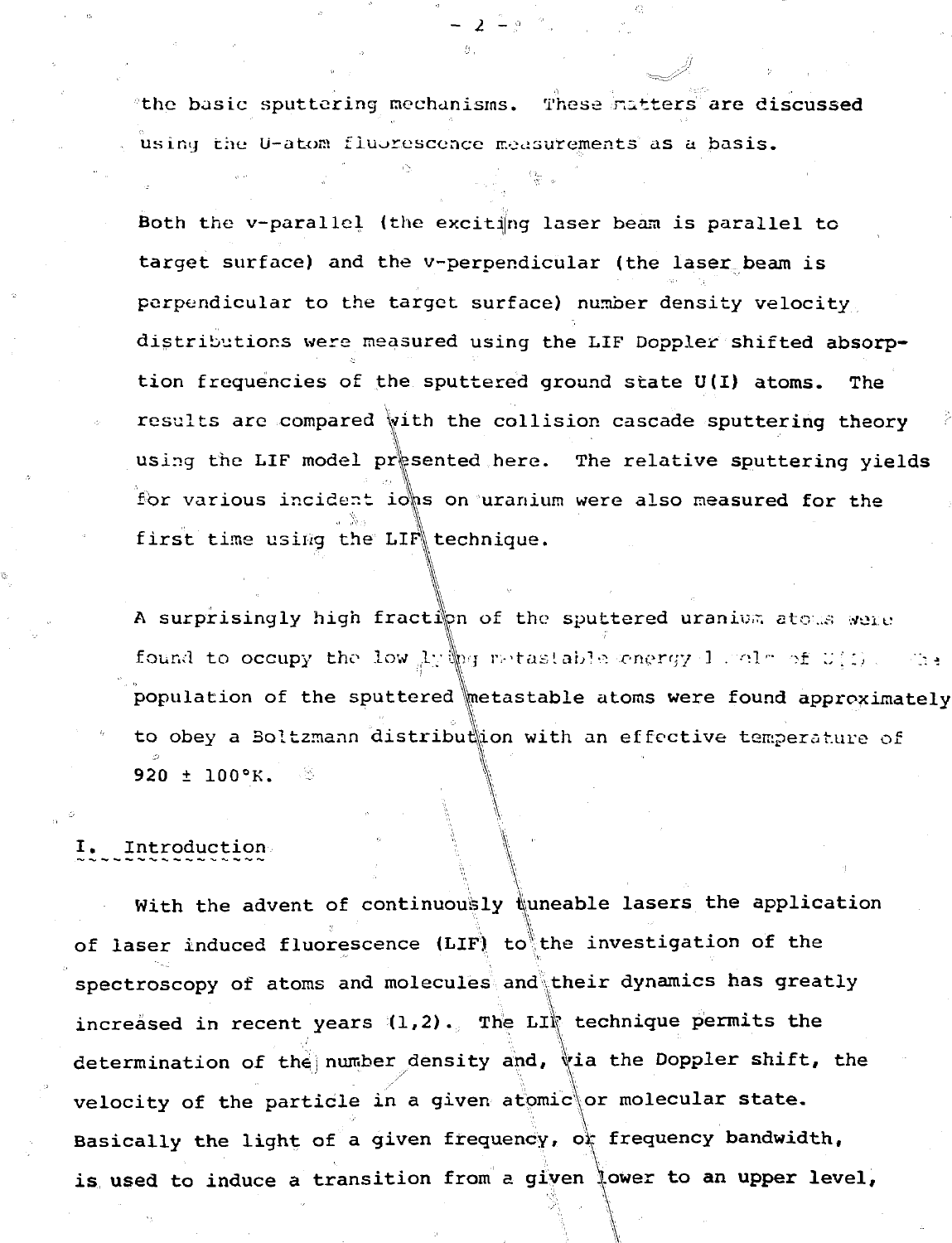the basic sputtering mechanisms. These matters are discussed using the U-atom fluorescence measurements as a basis.

Both the v-parallel (the exciting laser beam is parallel to target surface) and the v-perpendicular (the laser beam is perpendicular to the target surface) number density velocity distributions were measured using the LIF Doppler shifted absorption frequencies of the sputtered ground state U(I) atoms. The results are compared with the collision cascade sputtering theory using the LIF model presented here. The relative sputtering yields for various incident ions on uranium were also measured for the first time using the LIF technique.

A surprisingly high fraction of the sputtered uranium atoms were found to occupy the low lying metastable energy levels of U(I). The population of the sputtered metastable atoms were found approximately to obey a Boltzmann distribution with an effective temperature of 920 ± 100°K.

## I. Introduction

With the advent of continuously tuneable lasers the application of laser induced fluorescence (LIF) to the investigation of the spectroscopy of atoms and molecules and their dynamics has greatly increased in recent years (1,2). The LIF technique permits the determination of the number density and, via the Doppler shift, the velocity of the particle in a given atomic or molecular state. Basically the light of a given frequency, or frequency bandwidth, is used to induce a transition from a given lower to an upper level,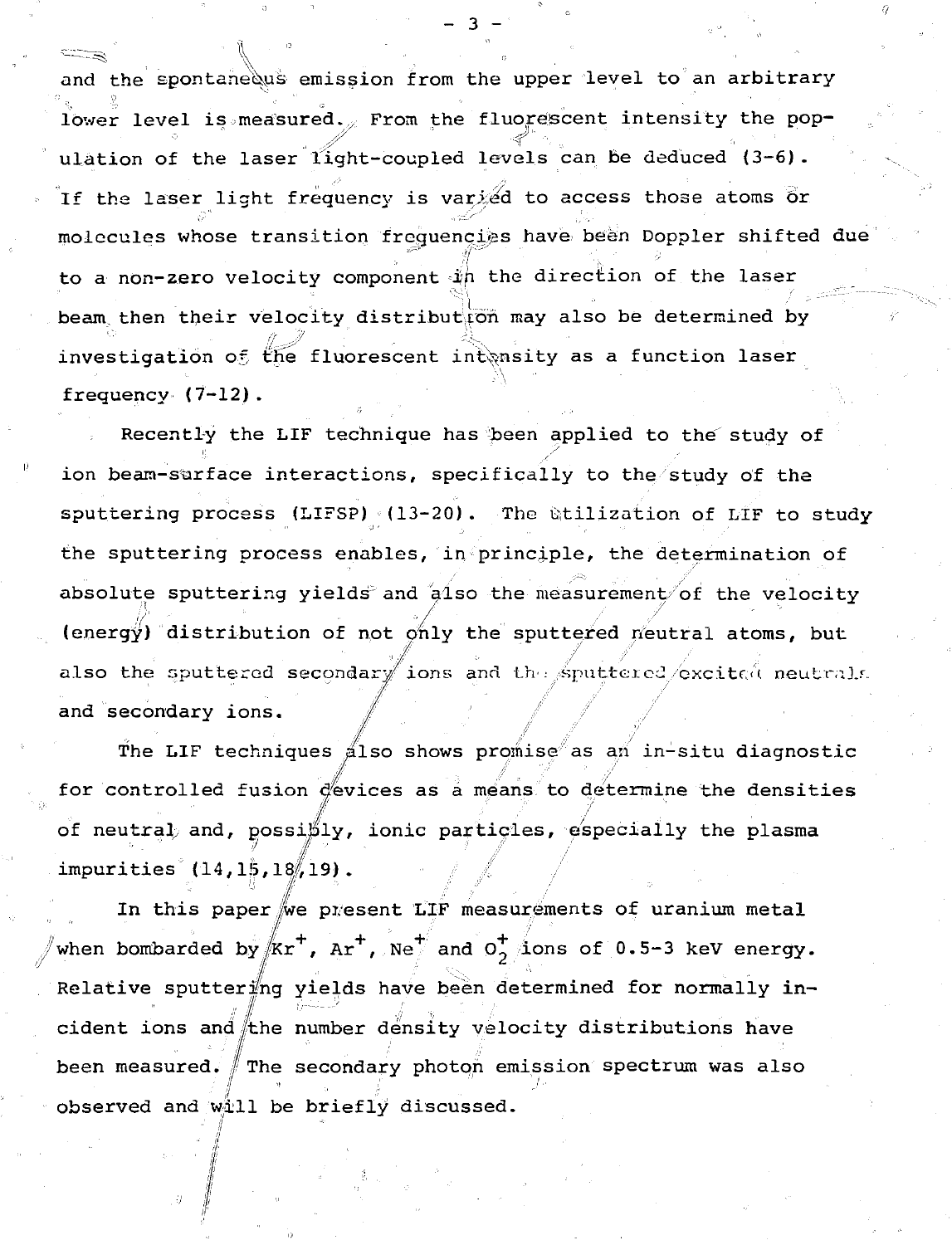and the spontaneous emission from the upper level to an arbitrary lower level is measured. From the fluorescent intensity the population of the laser light-coupled levels can be deduced (3-6). If the laser light frequency is varied to access those atoms or molecules whose transition frequencies have been Doppler shifted due to a non-zero velocity component in the direction of the laser beam then their velocity distribution may also be determined by investigation of the fluorescent intensity as a function laser frequency (7-12).

Recently the LIF technique has been applied to the study of ion beam-surface interactions, specifically to the study of the sputtering process (LIFSP) (13-20). The utilization of LIF to study the sputtering process enables, in principle, the determination of absolute sputtering yields and also the measurement of the velocity (energy) distribution of not only the sputtered neutral atoms, but also the sputtered secondary ions and the sputtered excited neutrals and secondary ions.

The LIF techniques also shows promise as an in-situ diagnostic for controlled fusion devices as a means to determine the densities of neutral and, possibly, ionic particles, especially the plasma impurities (14,15,18,19).

In this paper we present LIF measurements of uranium metal when bombarded by $Kr^+$, $Ar^+$, $Ne^+$ and $O_2^+$ ions of 0.5-3 keV energy. Relative sputtering yields have been determined for normally incident ions and the number density velocity distributions have been measured. The secondary photon emission spectrum was also observed and will be briefly discussed.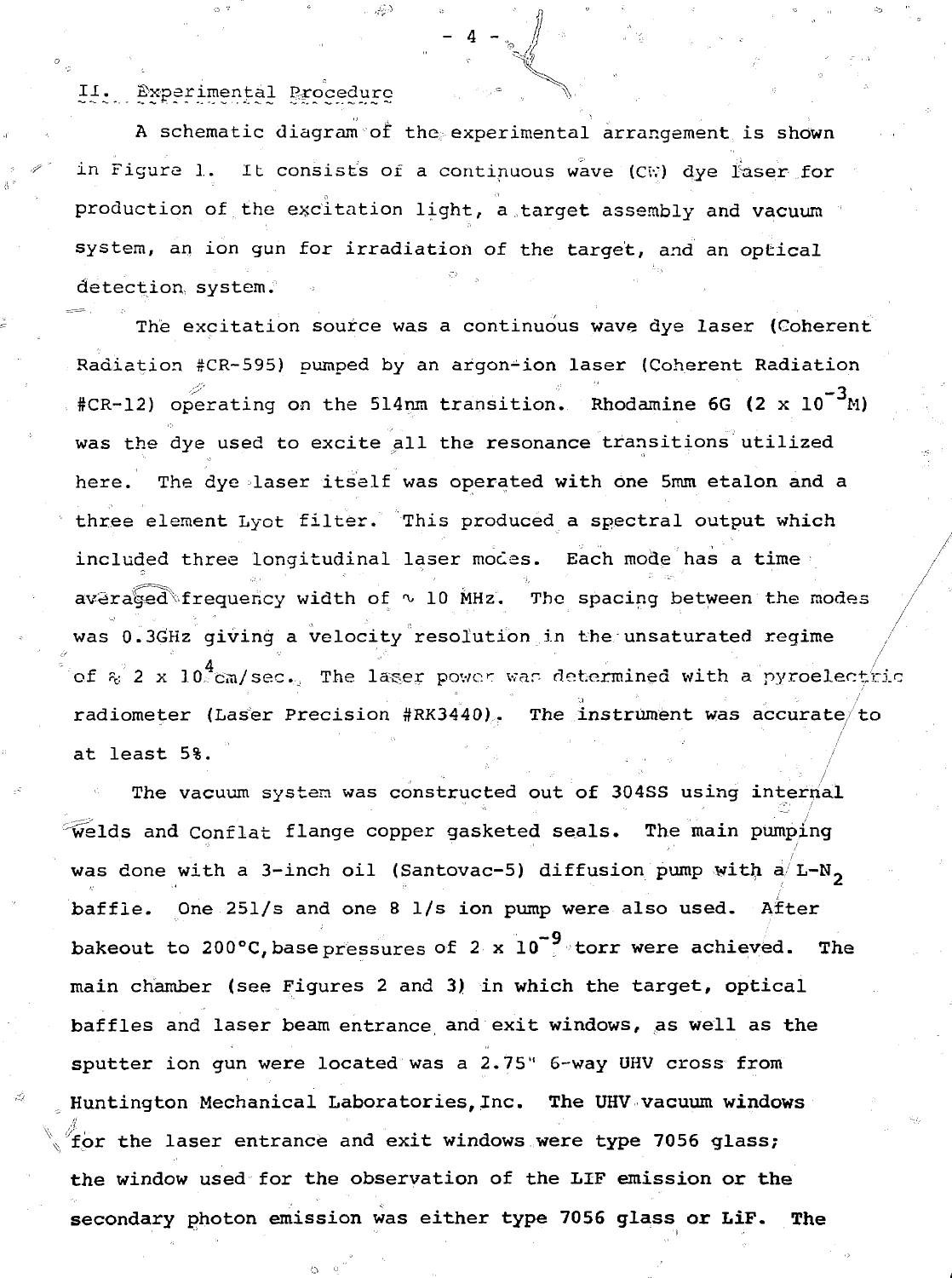## II. Experimental Procedure

A schematic diagram of the experimental arrangement is shown in Figure 1. It consists of a continuous wave (CW) dye laser for production of the excitation light, a target assembly and vacuum system, an ion gun for irradiation of the target, and an optical detection system.

The excitation source was a continuous wave dye laser (Coherent Radiation #CR-595) pumped by an argon-ion laser (Coherent Radiation #CR-12) operating on the 514nm transition. Rhodamine 6G ($2 \times 10^{-3}$M) was the dye used to excite all the resonance transitions utilized here. The dye laser itself was operated with one 5mm etalon and a three element Lyot filter. This produced a spectral output which included three longitudinal laser modes. Each mode has a time averaged frequency width of $\sim$ 10 MHz. The spacing between the modes was 0.3GHz giving a velocity resolution in the unsaturated regime of $\approx 2 \times 10^{4}$cm/sec. The laser power was determined with a pyroelectric radiometer (Laser Precision #RK3440). The instrument was accurate to at least 5%.

The vacuum system was constructed out of 304SS using internal welds and Conflat flange copper gasketed seals. The main pumping was done with a 3-inch oil (Santovac-5) diffusion pump with a L-$N_2$ baffle. One 25l/s and one 8 l/s ion pump were also used. After bakeout to 200°C, base pressures of $2 \times 10^{-9}$ torr were achieved. The main chamber (see Figures 2 and 3) in which the target, optical baffles and laser beam entrance and exit windows, as well as the sputter ion gun were located was a 2.75" 6-way UHV cross from Huntington Mechanical Laboratories, Inc. The UHV vacuum windows for the laser entrance and exit windows were type 7056 glass; the window used for the observation of the LIF emission or the secondary photon emission was either type 7056 glass or LiF. The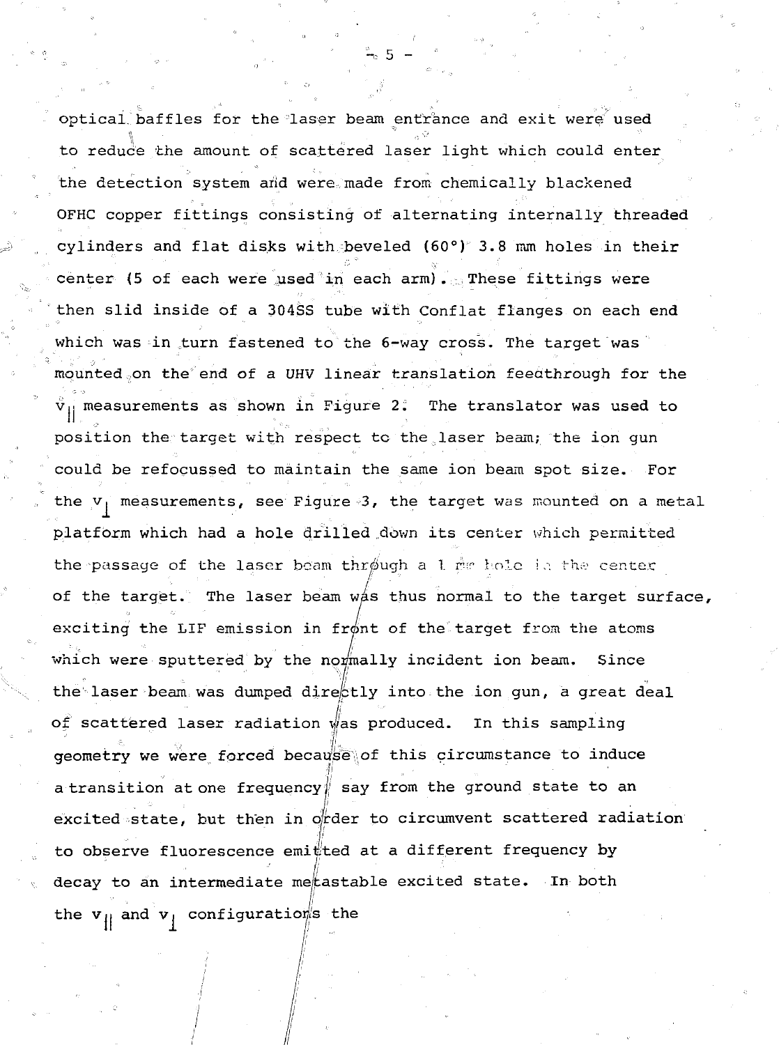optical baffles for the laser beam entrance and exit were used to reduce the amount of scattered laser light which could enter the detection system and were made from chemically blackened OFHC copper fittings consisting of alternating internally threaded cylinders and flat disks with beveled (60°) 3.8 mm holes in their center (5 of each were used in each arm). These fittings were then slid inside of a 304SS tube with Conflat flanges on each end which was in turn fastened to the 6-way cross. The target was mounted on the end of a UHV linear translation feedthrough for the $v_{||}$ measurements as shown in Figure 2. The translator was used to position the target with respect to the laser beam; the ion gun could be refocussed to maintain the same ion beam spot size. For the $v_{\perp}$ measurements, see Figure 3, the target was mounted on a metal platform which had a hole drilled down its center which permitted the passage of the laser beam through a 1 mm hole in the center of the target. The laser beam was thus normal to the target surface, exciting the LIF emission in front of the target from the atoms which were sputtered by the normally incident ion beam. Since the laser beam was dumped directly into the ion gun, a great deal of scattered laser radiation was produced. In this sampling geometry we were forced because of this circumstance to induce a transition at one frequency, say from the ground state to an excited state, but then in order to circumvent scattered radiation to observe fluorescence emitted at a different frequency by decay to an intermediate metastable excited state. In both the $v_{||}$ and $v_{\perp}$ configurations the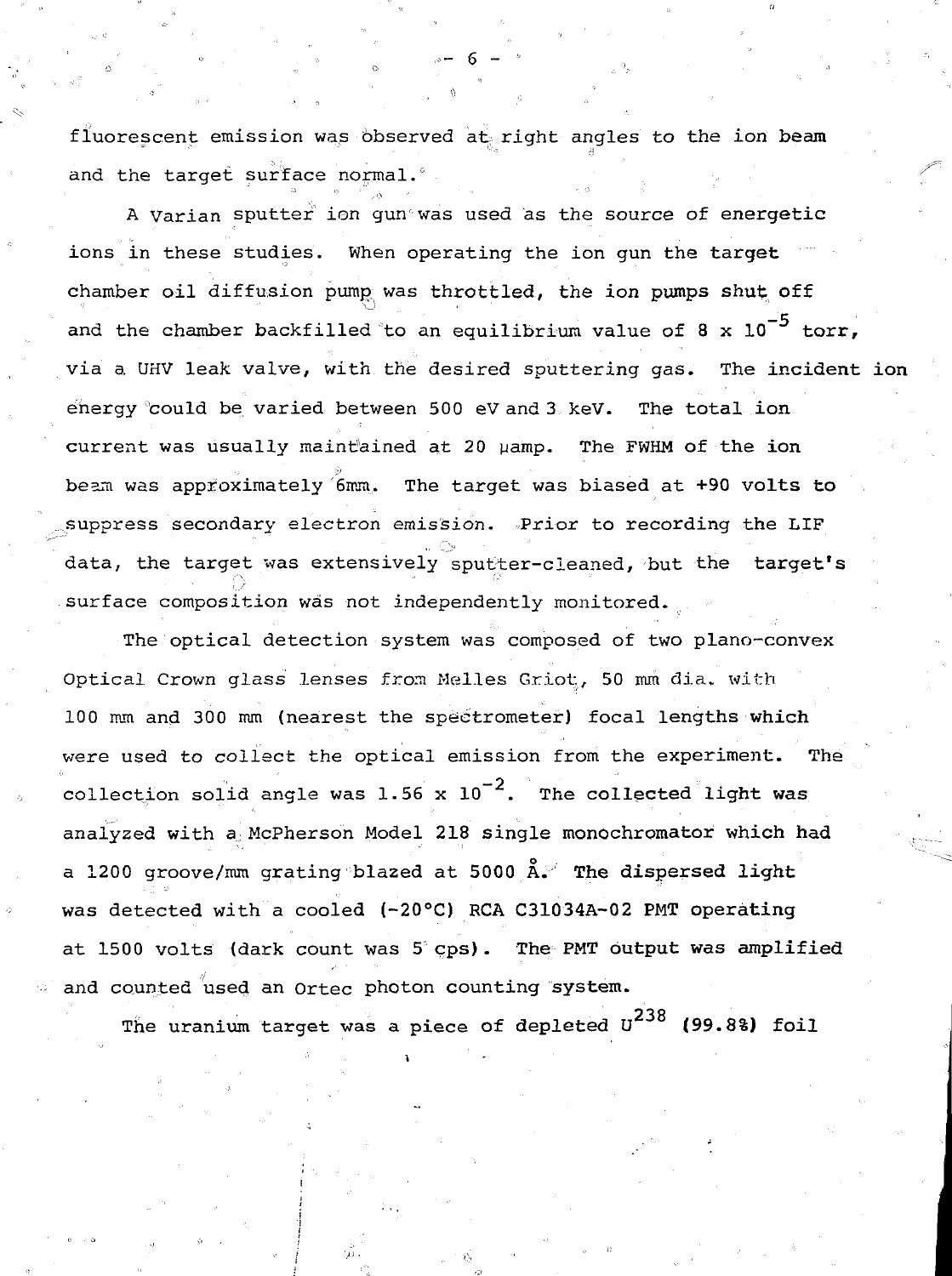fluorescent emission was observed at right angles to the ion beam and the target surface normal.

A Varian sputter ion gun was used as the source of energetic ions in these studies. When operating the ion gun the target chamber oil diffusion pump was throttled, the ion pumps shut off and the chamber backfilled to an equilibrium value of $8 \times 10^{-5}$ torr, via a UHV leak valve, with the desired sputtering gas. The incident ion energy could be varied between 500 eV and 3 keV. The total ion current was usually maintained at 20 μamp. The FWHM of the ion beam was approximately 6mm. The target was biased at +90 volts to suppress secondary electron emission. Prior to recording the LIF data, the target was extensively sputter-cleaned, but the target's surface composition was not independently monitored.

The optical detection system was composed of two plano-convex Optical Crown glass lenses from Melles Griot, 50 mm dia. with 100 mm and 300 mm (nearest the spectrometer) focal lengths which were used to collect the optical emission from the experiment. The collection solid angle was $1.56 \times 10^{-2}$. The collected light was analyzed with a McPherson Model 218 single monochromator which had a 1200 groove/mm grating blazed at 5000 Å. The dispersed light was detected with a cooled (-20°C) RCA C31034A-02 PMT operating at 1500 volts (dark count was 5 cps). The PMT output was amplified and counted used an Ortec photon counting system.

The uranium target was a piece of depleted $U^{238}$ (99.8%) foil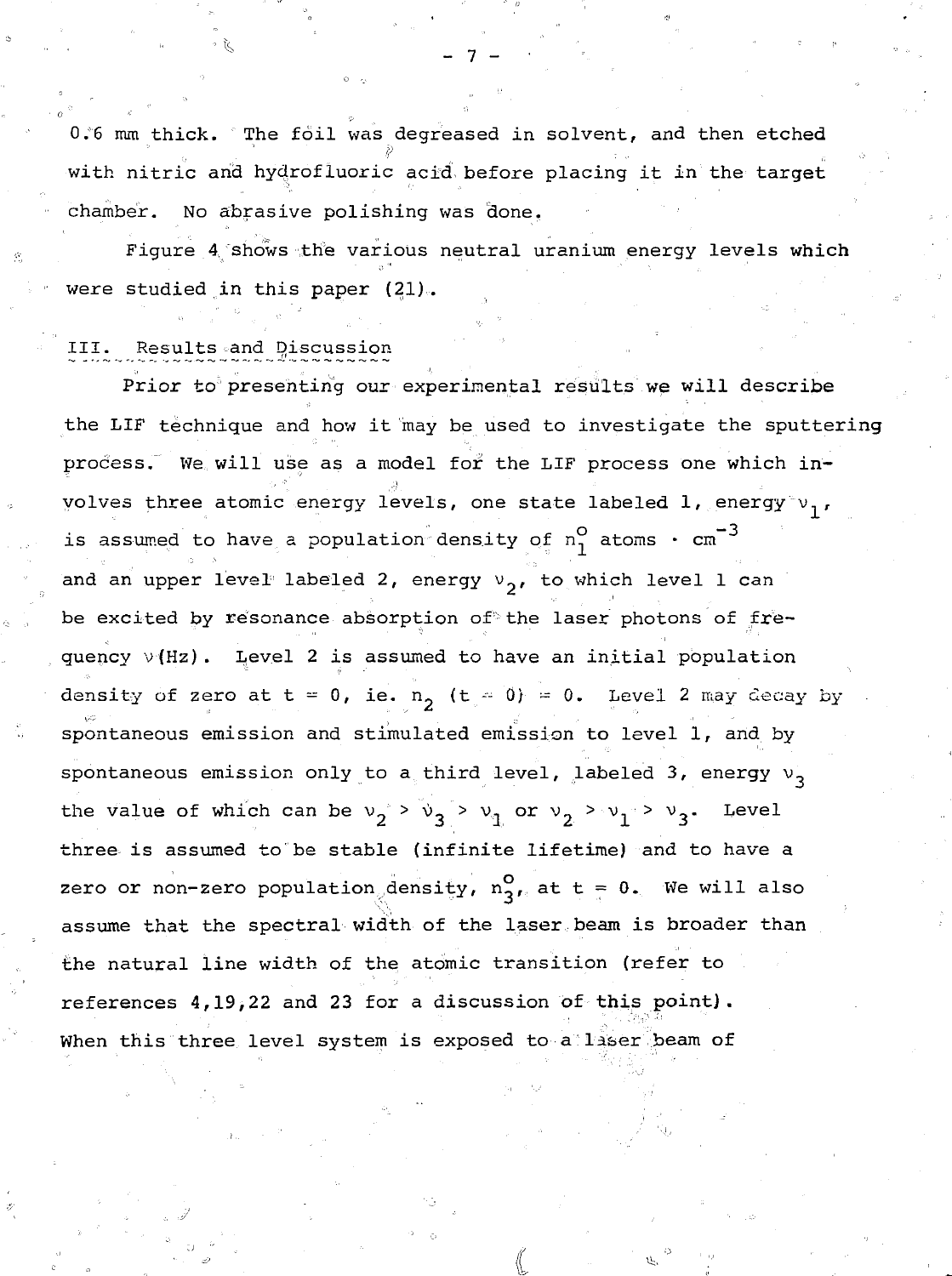0.6 mm thick. The foil was degreased in solvent, and then etched with nitric and hydrofluoric acid before placing it in the target chamber. No abrasive polishing was done.

Figure 4 shows the various neutral uranium energy levels which were studied in this paper (21).

## III. Results and Discussion

Prior to presenting our experimental results we will describe the LIF technique and how it may be used to investigate the sputtering process. We will use as a model for the LIF process one which involves three atomic energy levels, one state labeled 1, energy $\nu_1$, is assumed to have a population density of $n_1^o$ atoms $\cdot$ cm$^{-3}$ and an upper level labeled 2, energy $\nu_2$, to which level 1 can be excited by resonance absorption of the laser photons of frequency $\nu$(Hz). Level 2 is assumed to have an initial population density of zero at $t = 0$, ie. $n_2$ $(t = 0) = 0$. Level 2 may decay by spontaneous emission and stimulated emission to level 1, and by spontaneous emission only to a third level, labeled 3, energy $\nu_3$ the value of which can be $\nu_2 > \nu_3 > \nu_1$ or $\nu_2 > \nu_1 > \nu_3$. Level three is assumed to be stable (infinite lifetime) and to have a zero or non-zero population density, $n_3^o$, at $t = 0$. We will also assume that the spectral width of the laser beam is broader than the natural line width of the atomic transition (refer to references 4,19,22 and 23 for a discussion of this point). When this three level system is exposed to a laser beam of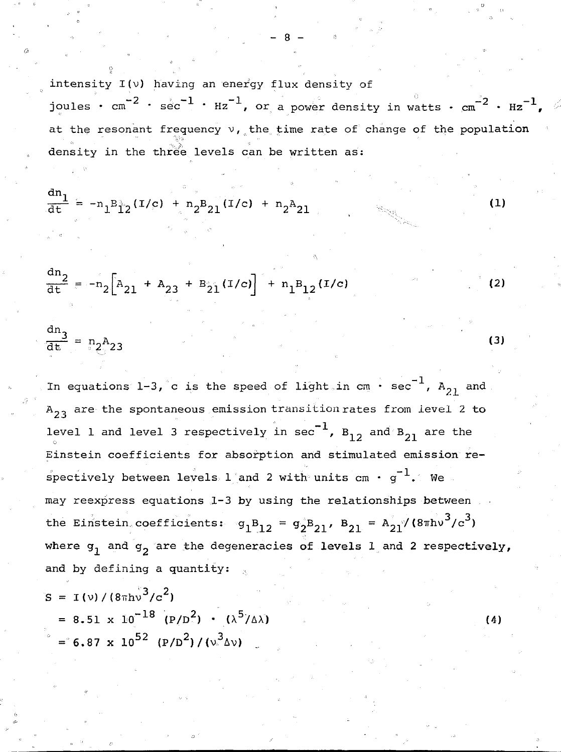intensity $I(\nu)$ having an energy flux density of joules $\cdot$ $cm^{-2}$ $\cdot$ $sec^{-1}$ $\cdot$ $Hz^{-1}$, or a power density in watts $\cdot$ $cm^{-2}$ $\cdot$ $Hz^{-1}$, at the resonant frequency $\nu$, the time rate of change of the population density in the three levels can be written as:

$$\frac{dn_1}{dt} = -n_1 B_{12}(I/c) + n_2 B_{21}(I/c) + n_2 A_{21} \tag{1}$$

$$\frac{dn_2}{dt} = -n_2\left[A_{21} + A_{23} + B_{21}(I/c)\right] + n_1 B_{12}(I/c) \tag{2}$$

$$\frac{dn_3}{dt} = n_2 A_{23} \tag{3}$$

In equations 1-3, c is the speed of light in cm $\cdot$ $sec^{-1}$, $A_{21}$ and $A_{23}$ are the spontaneous emission transition rates from level 2 to level 1 and level 3 respectively in $sec^{-1}$, $B_{12}$ and $B_{21}$ are the Einstein coefficients for absorption and stimulated emission respectively between levels 1 and 2 with units cm $\cdot$ $g^{-1}$. We may reexpress equations 1-3 by using the relationships between the Einstein coefficients: $g_1 B_{12} = g_2 B_{21}$, $B_{21} = A_{21}/(8\pi h\nu^3/c^3)$ where $g_1$ and $g_2$ are the degeneracies of levels 1 and 2 respectively, and by defining a quantity:

$$\begin{aligned} S &= I(\nu)/(8\pi h\nu^3/c^2) \\ &= 8.51 \times 10^{-18}\ (P/D^2) \cdot (\lambda^5/\Delta\lambda) \\ &= 6.87 \times 10^{52}\ (P/D^2)/(\nu^3 \Delta\nu) \end{aligned} \tag{4}$$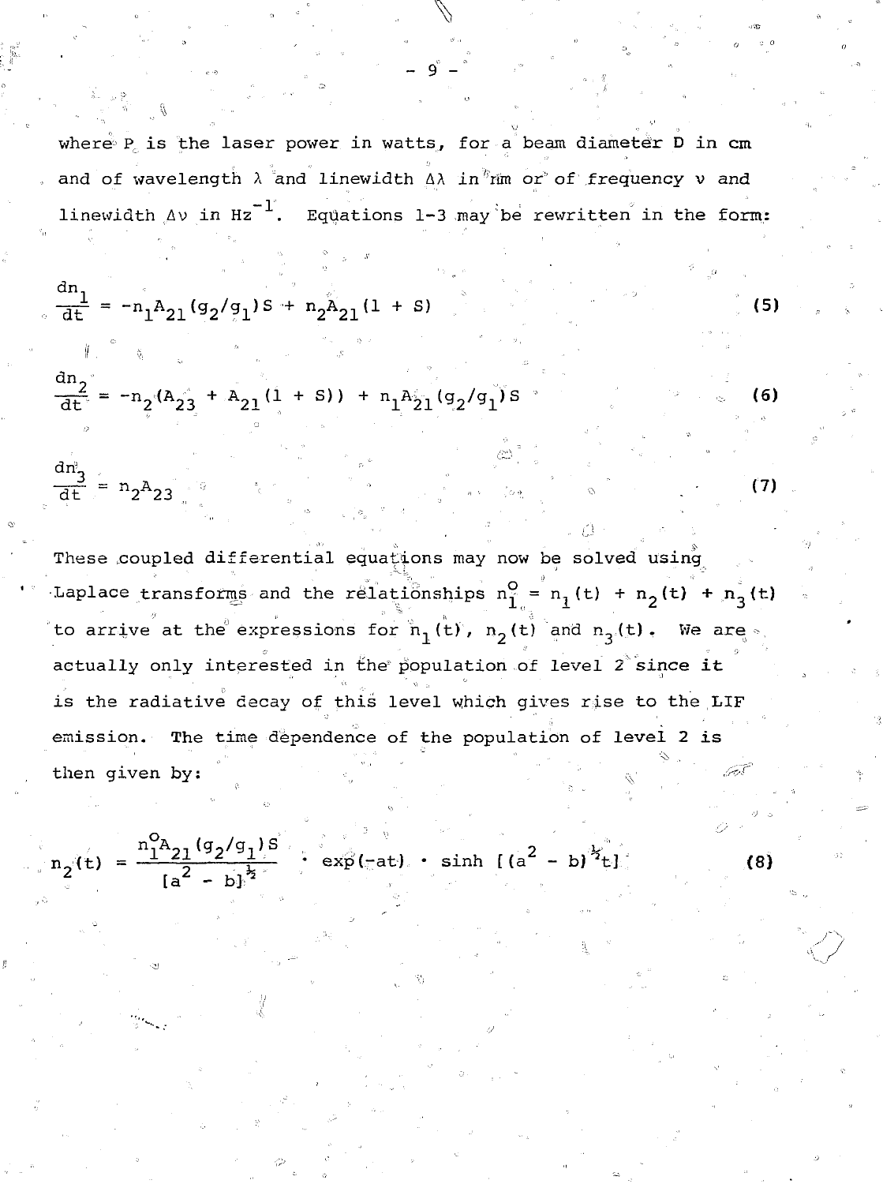where P is the laser power in watts, for a beam diameter D in cm and of wavelength $\lambda$ and linewidth $\Delta\lambda$ in nm or of frequency $\nu$ and linewidth $\Delta\nu$ in $Hz^{-1}$. Equations 1-3 may be rewritten in the form:

$$\frac{dn_1}{dt} = -n_1 A_{21}(g_2/g_1)S + n_2 A_{21}(1 + S) \tag{5}$$

$$\frac{dn_2}{dt} = -n_2(A_{23} + A_{21}(1 + S)) + n_1 A_{21}(g_2/g_1)S \tag{6}$$

$$\frac{dn_3}{dt} = n_2 A_{23} \tag{7}$$

These coupled differential equations may now be solved using Laplace transforms and the relationships $n_1^o = n_1(t) + n_2(t) + n_3(t)$ to arrive at the expressions for $n_1(t)$, $n_2(t)$ and $n_3(t)$. We are actually only interested in the population of level 2 since it is the radiative decay of this level which gives rise to the LIF emission. The time dependence of the population of level 2 is then given by:

$$n_2(t) = \frac{n_1^o A_{21}(g_2/g_1)S}{[a^2 - b]^{\frac{1}{2}}} \cdot \exp(-at) \cdot \sinh\left[(a^2 - b)^{\frac{1}{2}} t\right] \tag{8}$$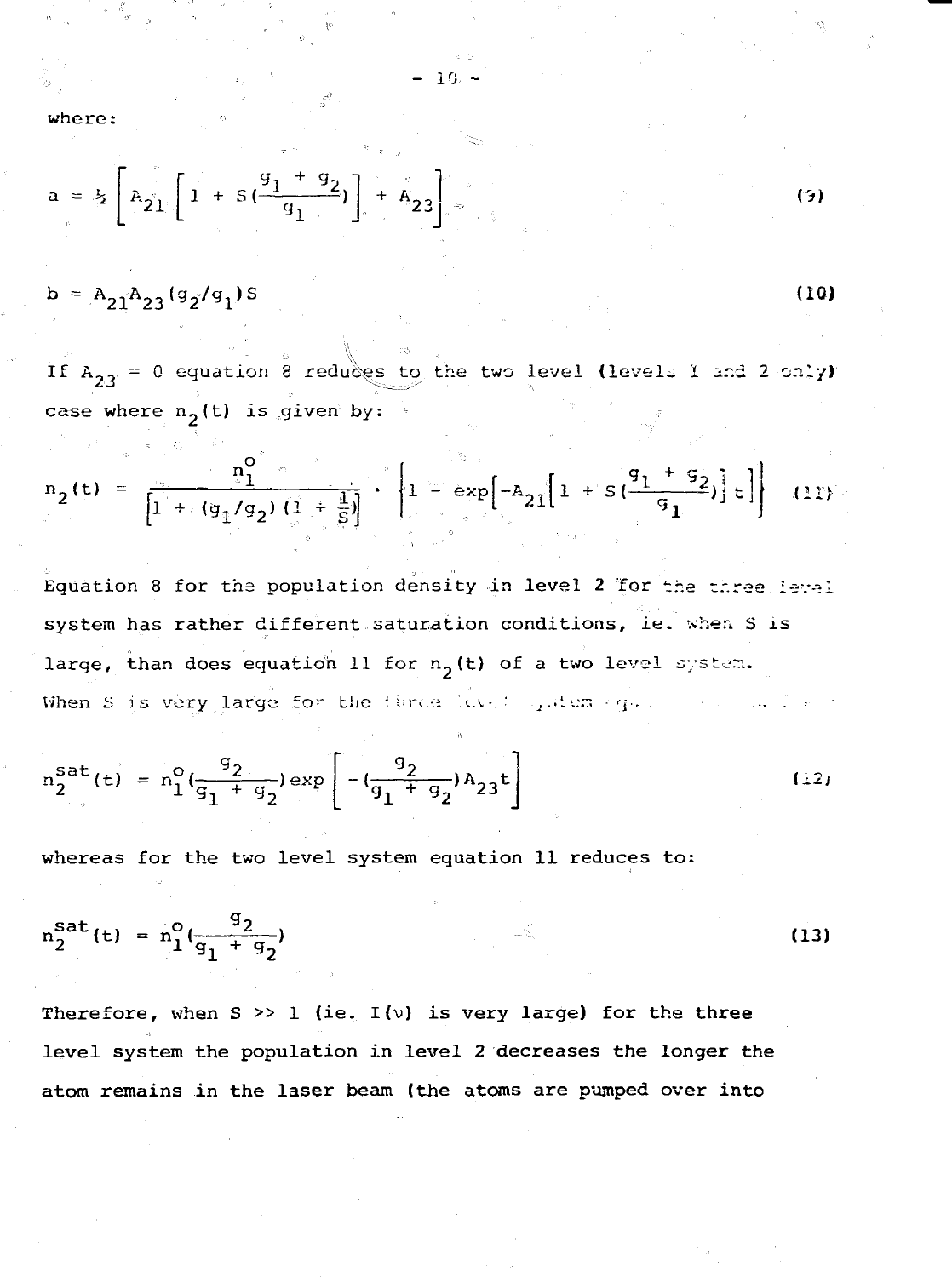where:

$$a = \frac{1}{2}\left[A_{21}\left[1 + S\left(\frac{g_1 + g_2}{g_1}\right)\right] + A_{23}\right] \tag{9}$$

$$b = A_{21}A_{23}(g_2/g_1)S \tag{10}$$

If $A_{23} = 0$ equation 8 reduces to the two level (levels 1 and 2 only) case where $n_2(t)$ is given by:

$$n_2(t) = \frac{n_1^o}{\left[1 + (g_1/g_2)(1 + \frac{1}{S})\right]} \cdot \left\{1 - \exp\left[-A_{21}\left[1 + S\left(\frac{g_1 + g_2}{g_1}\right)\right]t\right]\right\} \tag{11}$$

Equation 8 for the population density in level 2 for the three level system has rather different saturation conditions, ie. when S is large, than does equation 11 for $n_2(t)$ of a two level system. When S is very large for the three level system eq.

$$n_2^{sat}(t) = n_1^o\left(\frac{g_2}{g_1 + g_2}\right)\exp\left[-\left(\frac{g_2}{g_1 + g_2}\right)A_{23}t\right] \tag{12}$$

whereas for the two level system equation 11 reduces to:

$$n_2^{sat}(t) = n_1^o\left(\frac{g_2}{g_1 + g_2}\right) \tag{13}$$

Therefore, when $S \gg 1$ (ie. $I(\nu)$ is very large) for the three level system the population in level 2 decreases the longer the atom remains in the laser beam (the atoms are pumped over into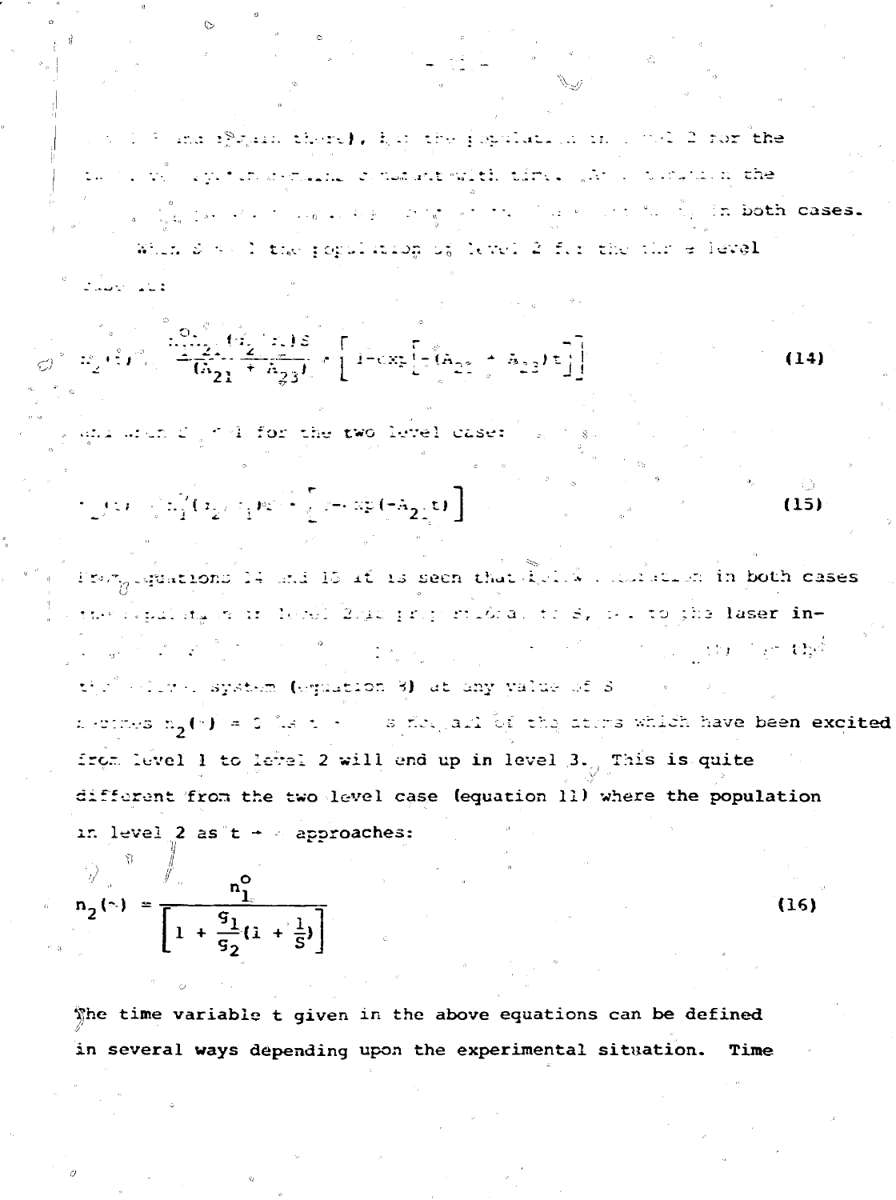... and remain there), but the population in level 2 for the two level system remains constant with time. ... the ... in both cases.

When $S \ll 1$ the population of level 2 for the three level case is:

$$n_2(t) = \frac{n_1^o(g_2/g_1)S}{(A_{21} + A_{23})} \cdot \left[1 - \exp\left[-(A_{21} + A_{23})t\right]\right] \tag{14}$$

and when $S \ll 1$ for the two level case:

$$n_2(t) = n_1^o(g_2/g_1)S \cdot \left[1 - \exp(-A_{21}t)\right] \tag{15}$$

From equations 14 and 15 it is seen that ... in both cases the population in level 2 is proportional to $S$, i.e. to the laser intensity ... the three level system (equation 8) at any value of $S$ ... becomes $n_2(\infty) = 0$ ... all of the atoms which have been excited from level 1 to level 2 will end up in level 3. This is quite different from the two level case (equation 11) where the population in level 2 as $t \to \infty$ approaches:

$$n_2(\infty) = \frac{n_1^o}{\left[1 + \frac{g_1}{g_2}(1 + \frac{1}{S})\right]} \tag{16}$$

The time variable t given in the above equations can be defined in several ways depending upon the experimental situation. Time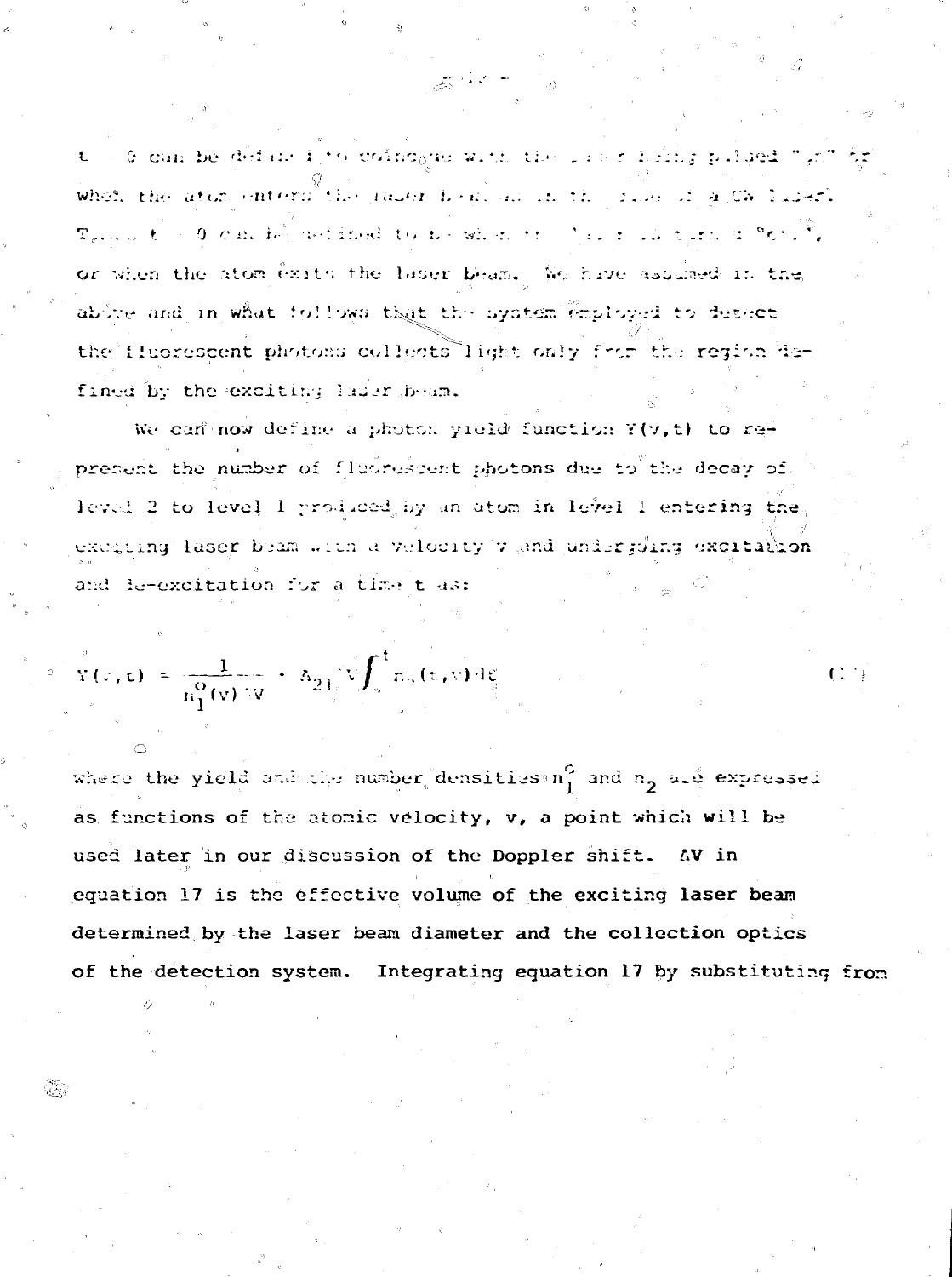t = 0 can be defined to coincide with the laser being pulsed "on" or when the atom enters the laser beam as in the case of a CW laser. Then t = 0 can be defined to be when the laser is turned "off", or when the atom exits the laser beam. We have assumed in the above and in what follows that the system employed to detect the fluorescent photons collects light only from the region defined by the exciting laser beam.

We can now define a photon yield function $Y(v,t)$ to represent the number of fluorescent photons due to the decay of level 2 to level 1 produced by an atom in level 1 entering the exciting laser beam with a velocity v and undergoing excitation and de-excitation for a time t as:

$$Y(v,t) = \frac{1}{n_1^o(v)\,\Delta V} \cdot A_{21}\,\Delta V \int_0^t n_2(t,v)\,dt \qquad (17)$$

where the yield and the number densities $n_1^o$ and $n_2$ are expressed as functions of the atomic velocity, v, a point which will be used later in our discussion of the Doppler shift. $\Delta V$ in equation 17 is the effective volume of the exciting laser beam determined by the laser beam diameter and the collection optics of the detection system. Integrating equation 17 by substituting from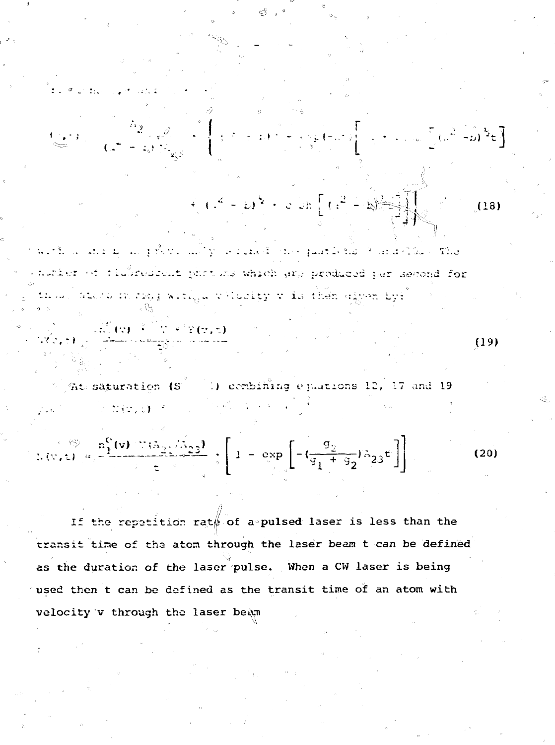$$F(v,t) = \frac{A_2}{(a^2 - b) A_{23}} \cdot \left\{ \ldots - \exp(-at) \left[ \ldots \left[ (a^2 - b)^{\frac{1}{2}} t \right] \right. \right.$$

$$\left. \left. + (a^2 - b)^{\frac{1}{2}} \cdot \cosh \left[ (a^2 - b)^{\frac{1}{2}} t \right] \right] \right\} \qquad (18)$$

with a and b as previously defined in equations ... and ... The number of fluorescent photons which are produced per second for those atoms moving with a velocity v is then given by:

$$N(v,t) = \frac{n_1^{\circ}(v) \cdot V \cdot F(v,t)}{t} \qquad (19)$$

At saturation (S ... ) combining equations 12, 17 and 19 ... $N(v,t)$ ...

$$N(v,t) = \frac{n_1^{\circ}(v)\ V(A_{21}/A_{23})}{t} \cdot \left[ 1 - \exp\left[ -\left(\frac{g_2}{g_1 + g_2}\right) A_{23} t \right] \right] \qquad (20)$$

If the repetition rate of a pulsed laser is less than the transit time of the atom through the laser beam t can be defined as the duration of the laser pulse. When a CW laser is being used then t can be defined as the transit time of an atom with velocity v through the laser beam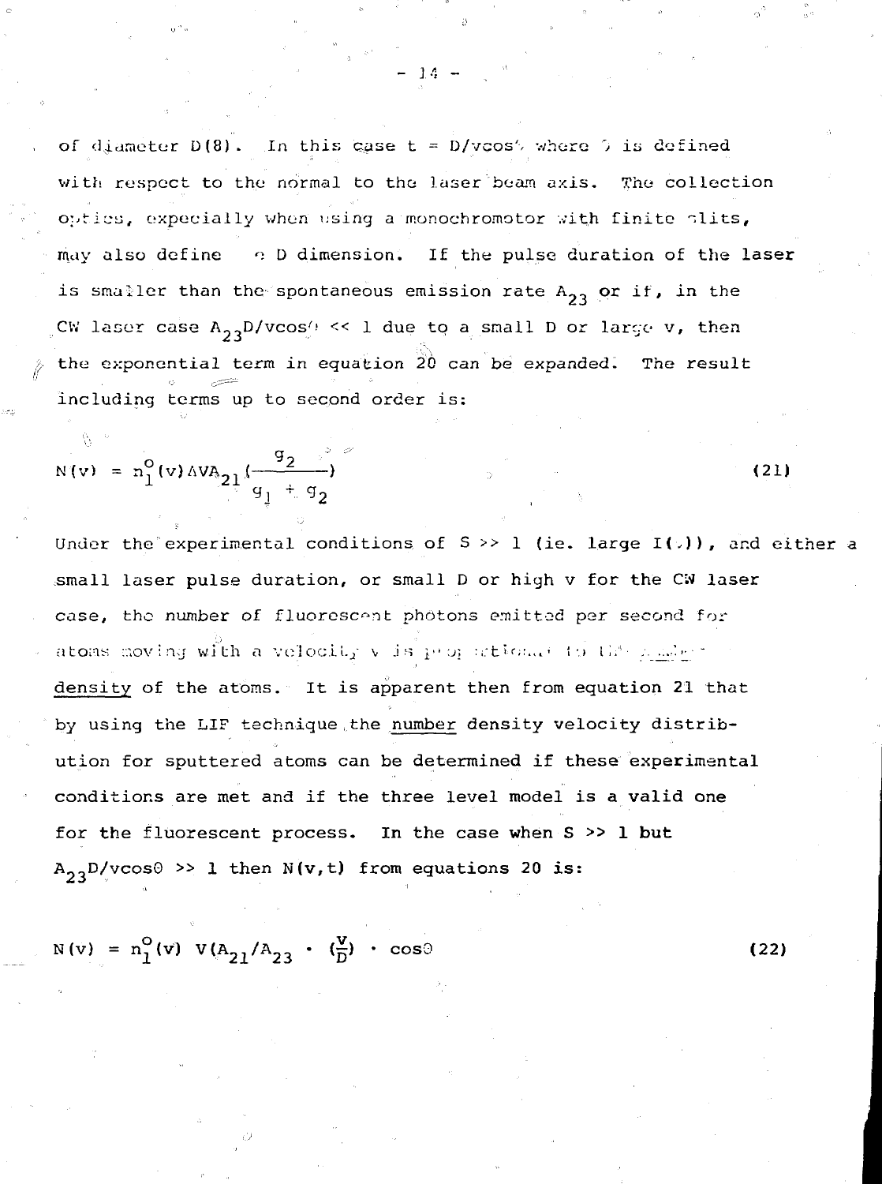of diameter D(8). In this case $t = D/v\cos\theta$ where $\theta$ is defined with respect to the normal to the laser beam axis. The collection optics, expecially when using a monochromotor with finite slits, may also define a D dimension. If the pulse duration of the laser is smaller than the spontaneous emission rate $A_{23}$ or if, in the CW laser case $A_{23}D/v\cos\theta << 1$ due to a small D or large v, then the exponential term in equation 20 can be expanded. The result including terms up to second order is:

$$N(v) = n_1^o(v)\Delta V A_{21}\left(\frac{g_2}{g_1 + g_2}\right) \tag{21}$$

Under the experimental conditions of $S >> 1$ (ie. large $I(\nu)$), and either a small laser pulse duration, or small D or high v for the CW laser case, the number of fluorescent photons emitted per second for atoms moving with a velocity v is proportional to the number density of the atoms. It is apparent then from equation 21 that by using the LIF technique the number density velocity distribution for sputtered atoms can be determined if these experimental conditions are met and if the three level model is a valid one for the fluorescent process. In the case when $S >> 1$ but $A_{23}D/v\cos\Theta >> 1$ then $N(v,t)$ from equations 20 is:

$$N(v) = n_1^o(v)\ V(A_{21}/A_{23} \cdot \left(\frac{v}{D}\right) \cdot \cos\Theta \tag{22}$$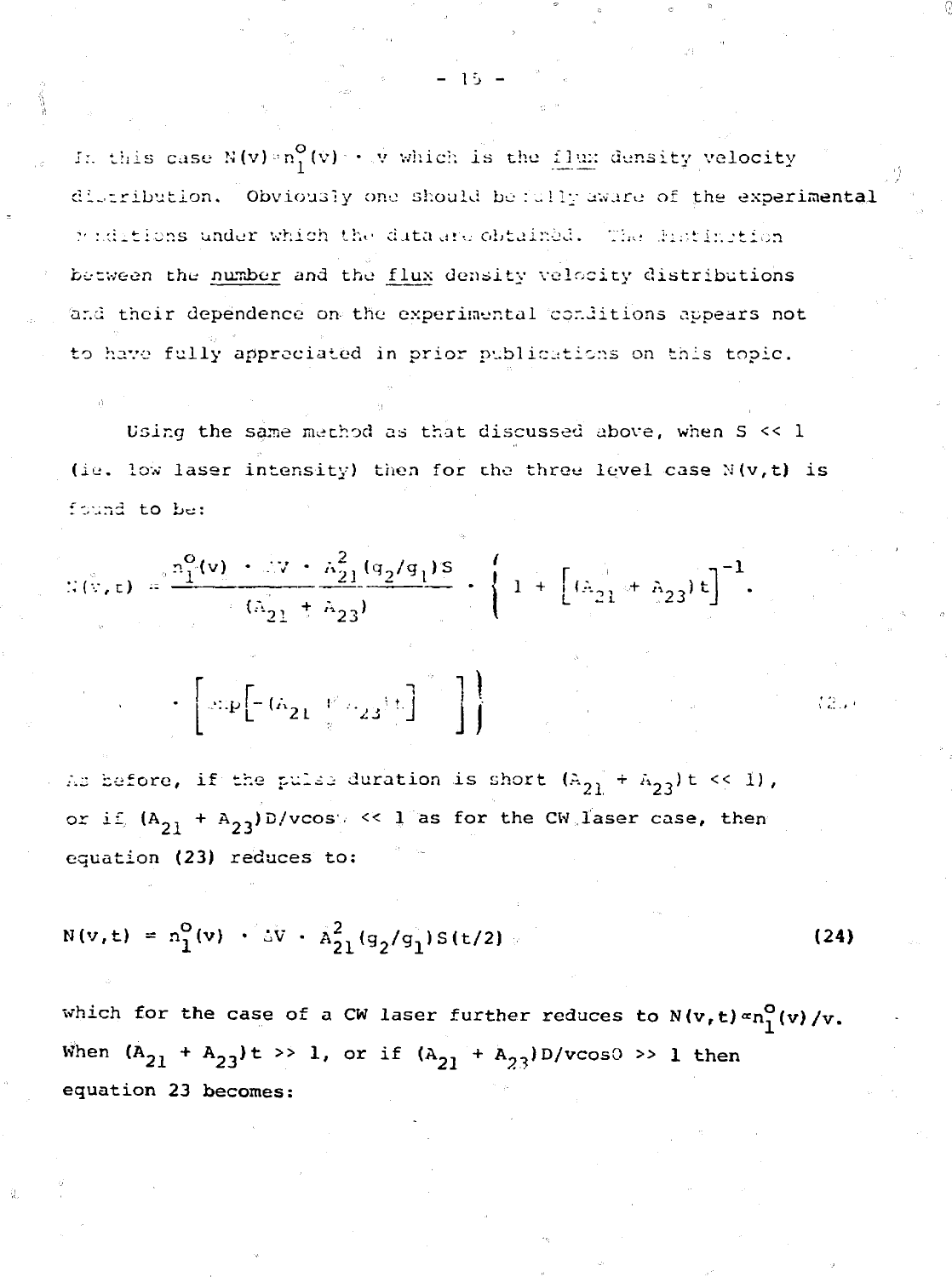In this case $N(v) \propto n_1^O(v) \cdot v$ which is the <u>flux</u> density velocity distribution. Obviously one should be fully aware of the experimental conditions under which the data are obtained. The distinction between the <u>number</u> and the <u>flux</u> density velocity distributions and their dependence on the experimental conditions appears not to have fully appreciated in prior publications on this topic.

Using the same method as that discussed above, when $S << 1$ (ie. low laser intensity) then for the three level case $N(v,t)$ is found to be:

$$N(v,t) = \frac{n_1^O(v) \cdot \Delta V \cdot A_{21}^2 (g_2/g_1) S}{(A_{21} + A_{23})} \cdot \left\{ 1 + \left[ (A_{21} + A_{23}) t \right]^{-1} \cdot \left[ \exp\left[ -(A_{21} + A_{23}) t \right] \quad \right] \right\} \quad (23)$$

As before, if the pulse duration is short $(A_{21} + A_{23})t << 1)$, or if $(A_{21} + A_{23})D/v\cos\Theta << 1$ as for the CW laser case, then equation (23) reduces to:

$$N(v,t) = n_1^O(v) \cdot \Delta V \cdot A_{21}^2 (g_2/g_1) S(t/2) \quad (24)$$

which for the case of a CW laser further reduces to $N(v,t) \propto n_1^O(v)/v$. When $(A_{21} + A_{23})t >> 1$, or if $(A_{21} + A_{23})D/v\cos\Theta >> 1$ then equation 23 becomes: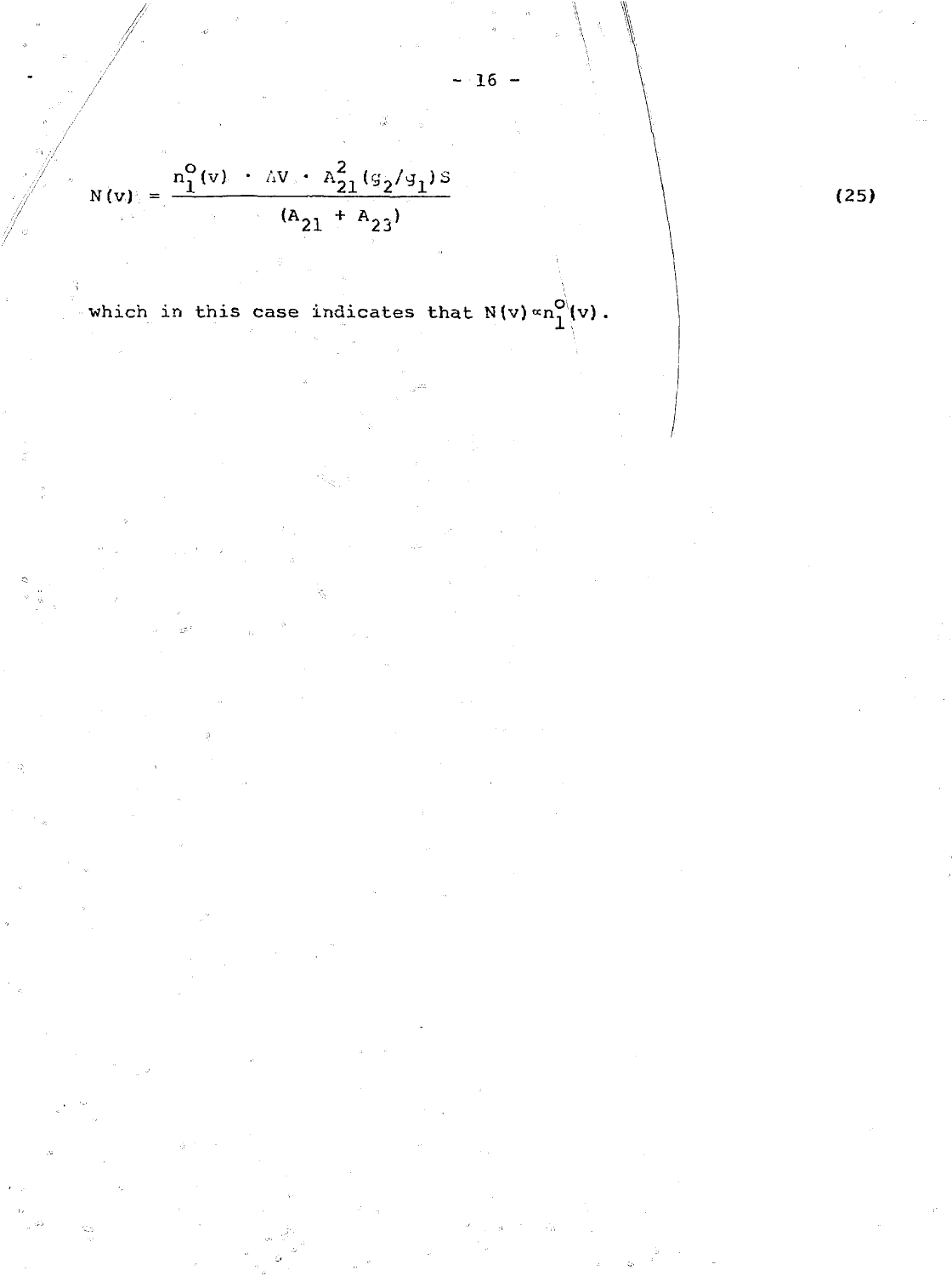$$N(v) = \frac{n_1^o(v) \cdot \Delta V \cdot A_{21}^2 (g_2/g_1) S}{(A_{21} + A_{23})} \tag{25}$$

which in this case indicates that $N(v) \propto n_1^o(v)$.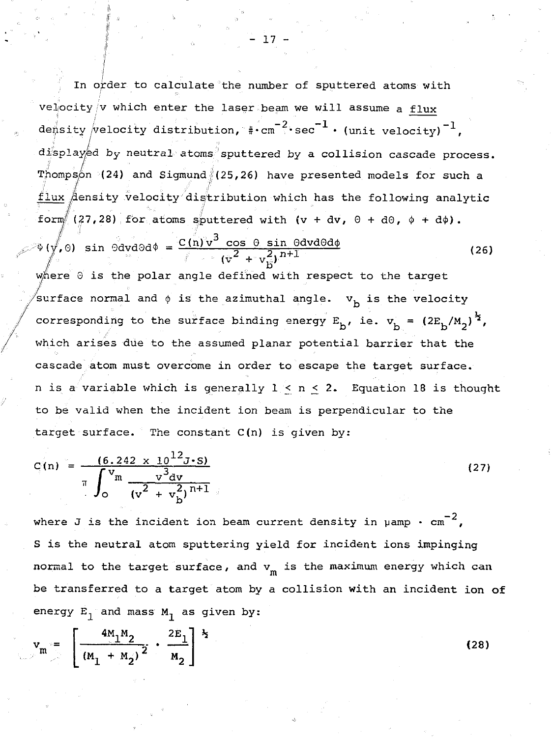In order to calculate the number of sputtered atoms with velocity v which enter the laser beam we will assume a <u>flux</u> density velocity distribution, $\# \cdot cm^{-2} \cdot sec^{-1} \cdot (\text{unit velocity})^{-1}$, displayed by neutral atoms sputtered by a collision cascade process. Thompson (24) and Sigmund (25,26) have presented models for such a <u>flux</u> density velocity distribution which has the following analytic form (27,28) for atoms sputtered with $(v + dv, \Theta + d\Theta, \phi + d\phi)$.

$$\Phi(v,\Theta) \sin \Theta dv d\Theta d\phi = \frac{C(n) v^3 \cos \Theta \sin \Theta dv d\Theta d\phi}{(v^2 + v_b^2)^{n+1}} \tag{26}$$

where $\Theta$ is the polar angle defined with respect to the target surface normal and $\phi$ is the azimuthal angle. $v_b$ is the velocity corresponding to the surface binding energy $E_b$, ie. $v_b = (2E_b/M_2)^{\frac{1}{2}}$, which arises due to the assumed planar potential barrier that the cascade atom must overcome in order to escape the target surface. n is a variable which is generally $1 \leq n \leq 2$. Equation 18 is thought to be valid when the incident ion beam is perpendicular to the target surface. The constant C(n) is given by:

$$C(n) = \frac{(6.242 \times 10^{12} J \cdot S)}{\pi \displaystyle\int_0^{v_m} \frac{v^3 dv}{(v^2 + v_b^2)^{n+1}}} \tag{27}$$

where J is the incident ion beam current density in $\mu amp \cdot cm^{-2}$, S is the neutral atom sputtering yield for incident ions impinging normal to the target surface, and $v_m$ is the maximum energy which can be transferred to a target atom by a collision with an incident ion of energy $E_1$ and mass $M_1$ as given by:

$$v_m = \left[ \frac{4M_1 M_2}{(M_1 + M_2)^2} \cdot \frac{2E_1}{M_2} \right]^{\frac{1}{2}} \tag{28}$$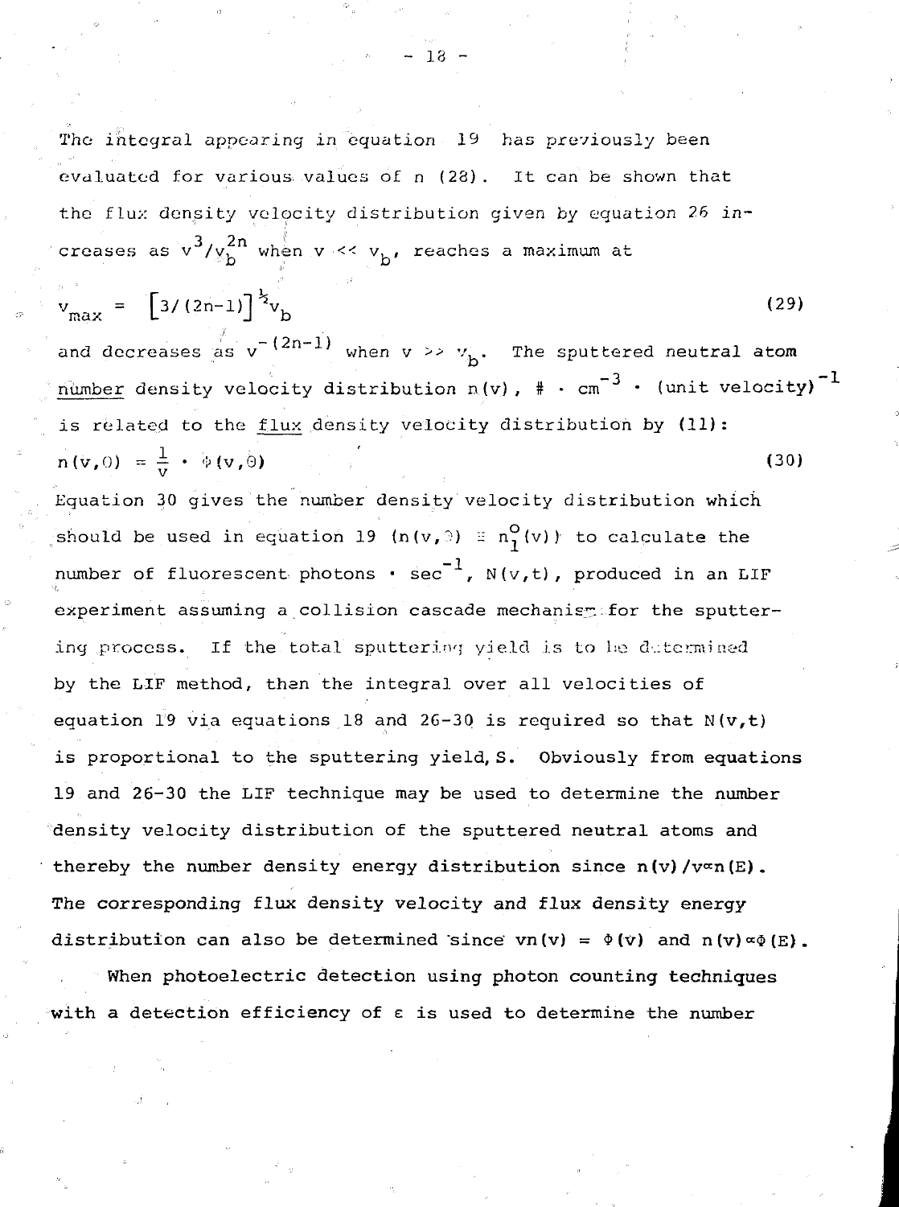The integral appearing in equation 19 has previously been evaluated for various values of $n$ (28). It can be shown that the flux density velocity distribution given by equation 26 increases as $v^3/v_b^{2n}$ when $v << v_b$, reaches a maximum at

$$v_{max} = \left[3/(2n-1)\right]^{\frac{1}{2}} v_b \tag{29}$$

and decreases as $v^{-(2n-1)}$ when $v >> v_b$. The sputtered neutral atom number density velocity distribution $n(v)$, $\# \cdot cm^{-3} \cdot$ (unit velocity)$^{-1}$ is related to the flux density velocity distribution by (11):

$$n(v,\Theta) = \frac{1}{v} \cdot \Phi(v,\Theta) \tag{30}$$

Equation 30 gives the number density velocity distribution which should be used in equation 19 ($n(v,\Theta) \equiv n_1^o(v)$) to calculate the number of fluorescent photons $\cdot$ sec$^{-1}$, $N(v,t)$, produced in an LIF experiment assuming a collision cascade mechanism for the sputtering process. If the total sputtering yield is to be determined by the LIF method, then the integral over all velocities of equation 19 via equations 18 and 26-30 is required so that $N(v,t)$ is proportional to the sputtering yield, $S$. Obviously from equations 19 and 26-30 the LIF technique may be used to determine the number density velocity distribution of the sputtered neutral atoms and thereby the number density energy distribution since $n(v)/v \propto n(E)$. The corresponding flux density velocity and flux density energy distribution can also be determined since $vn(v) = \Phi(v)$ and $n(v) \propto \Phi(E)$.

When photoelectric detection using photon counting techniques with a detection efficiency of $\varepsilon$ is used to determine the number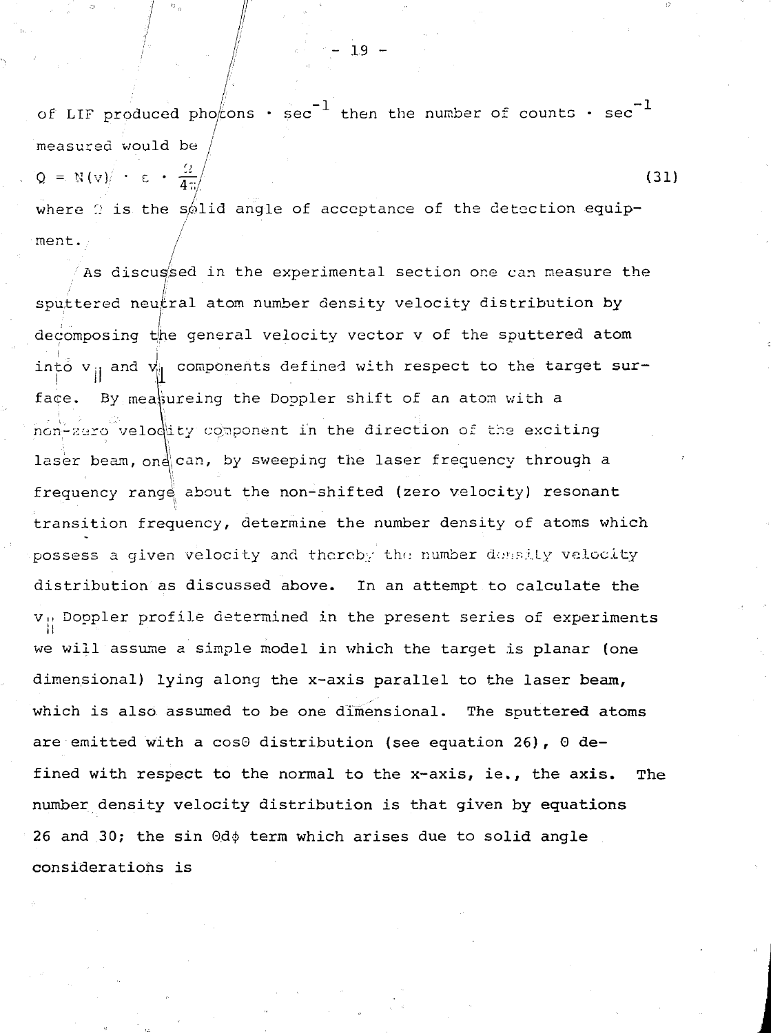of LIF produced photons $\cdot$ sec$^{-1}$ then the number of counts $\cdot$ sec$^{-1}$ measured would be

$$Q = N(v) \cdot \varepsilon \cdot \frac{\Omega}{4\pi} \tag{31}$$

where $\Omega$ is the solid angle of acceptance of the detection equipment.

As discussed in the experimental section one can measure the sputtered neutral atom number density velocity distribution by decomposing the general velocity vector v of the sputtered atom into $v_{\parallel}$ and $v_{\perp}$ components defined with respect to the target surface. By measureing the Doppler shift of an atom with a non-zero velocity component in the direction of the exciting laser beam, one can, by sweeping the laser frequency through a frequency range about the non-shifted (zero velocity) resonant transition frequency, determine the number density of atoms which possess a given velocity and thereby the number density velocity distribution as discussed above. In an attempt to calculate the $v_{\parallel}$ Doppler profile determined in the present series of experiments we will assume a simple model in which the target is planar (one dimensional) lying along the x-axis parallel to the laser beam, which is also assumed to be one dimensional. The sputtered atoms are emitted with a cos$\Theta$ distribution (see equation 26), $\Theta$ defined with respect to the normal to the x-axis, ie., the axis. The number density velocity distribution is that given by equations 26 and 30; the sin $\Theta d\phi$ term which arises due to solid angle considerations is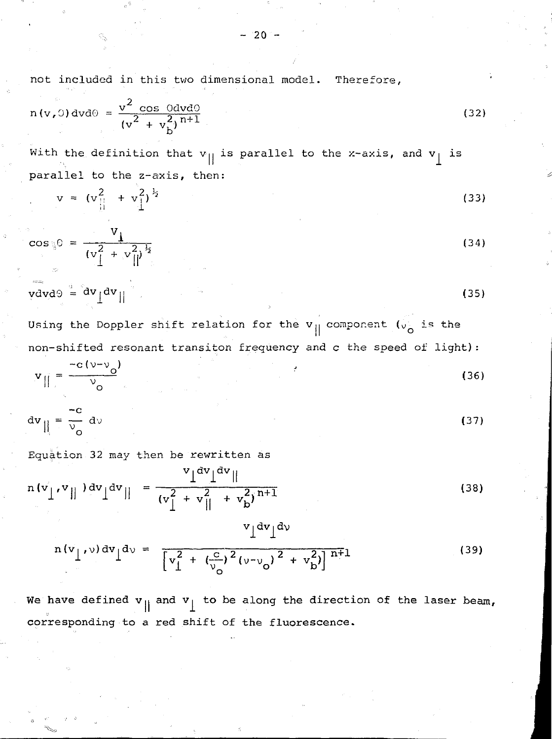not included in this two dimensional model. Therefore,

$$n(v,\Theta)dvd\Theta = \frac{v^2 \cos \Theta dv d\Theta}{(v^2 + v_b^2)^{n+1}} \tag{32}$$

With the definition that $v_{||}$ is parallel to the x-axis, and $v_{\perp}$ is parallel to the z-axis, then:

$$v = (v_{||}^2 + v_{\perp}^2)^{\frac{1}{2}} \tag{33}$$

$$\cos \Theta = \frac{v_{\perp}}{(v_{\perp}^2 + v_{||}^2)^{\frac{1}{2}}} \tag{34}$$

$$vdvd\Theta = dv_{\perp}dv_{||} \tag{35}$$

Using the Doppler shift relation for the $v_{||}$ component ($\nu_o$ is the non-shifted resonant transiton frequency and c the speed of light):

$$v_{||} = \frac{-c(\nu-\nu_o)}{\nu_o} \tag{36}$$

$$dv_{||} = \frac{-c}{\nu_o} d\nu \tag{37}$$

Equation 32 may then be rewritten as

$$n(v_{\perp},v_{||})dv_{\perp}dv_{||} = \frac{v_{\perp}dv_{\perp}dv_{||}}{(v_{\perp}^2 + v_{||}^2 + v_b^2)^{n+1}} \tag{38}$$

$$n(v_{\perp},\nu)dv_{\perp}d\nu = \frac{v_{\perp}dv_{\perp}d\nu}{\left[v_{\perp}^2 + (\frac{c}{\nu_o})^2(\nu-\nu_o)^2 + v_b^2\right]^{n+1}} \tag{39}$$

We have defined $v_{||}$ and $v_{\perp}$ to be along the direction of the laser beam, corresponding to a red shift of the fluorescence.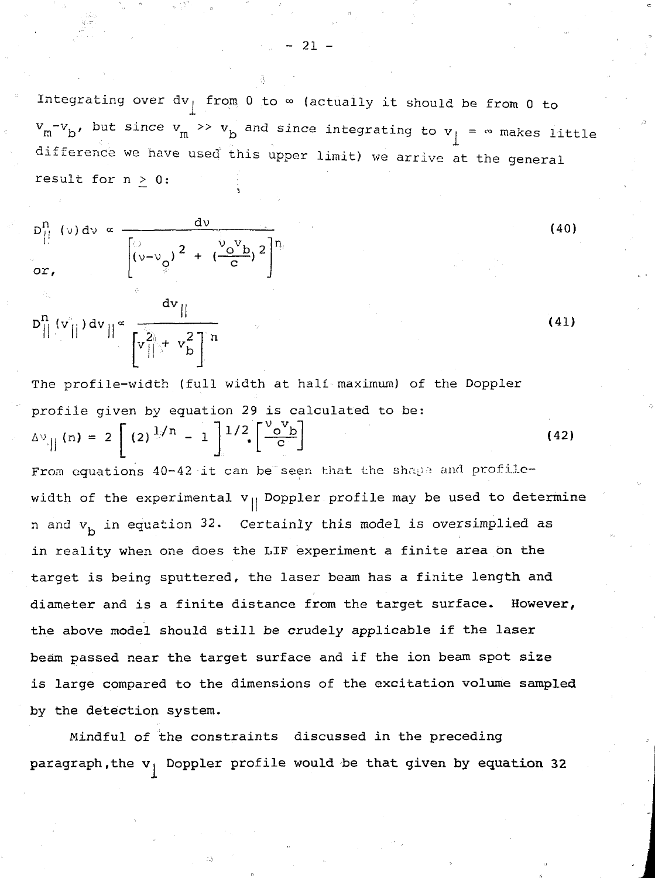Integrating over $dv_{\perp}$ from 0 to $\infty$ (actually it should be from 0 to $v_m - v_b$, but since $v_m >> v_b$ and since integrating to $v_{\perp} = \infty$ makes little difference we have used this upper limit) we arrive at the general result for $n \geq 0$:

$$D_{\parallel}^{n}(\nu)d\nu \propto \frac{d\nu}{\left[(\nu-\nu_o)^2 + \left(\frac{\nu_o v_b}{c}\right)^2\right]^n} \tag{40}$$

or,

$$D_{\parallel}^{n}(v_{\parallel})dv_{\parallel} \propto \frac{dv_{\parallel}}{\left[v_{\parallel}^2 + v_b^2\right]^n} \tag{41}$$

The profile-width (full width at half maximum) of the Doppler profile given by equation 29 is calculated to be:

$$\Delta\nu_{\parallel}(n) = 2\left[(2)^{1/n} - 1\right]^{1/2} \cdot \left[\frac{\nu_o v_b}{c}\right] \tag{42}$$

From equations 40-42 it can be seen that the shape and profile-width of the experimental $v_{\parallel}$ Doppler profile may be used to determine $n$ and $v_b$ in equation 32. Certainly this model is oversimplied as in reality when one does the LIF experiment a finite area on the target is being sputtered, the laser beam has a finite length and diameter and is a finite distance from the target surface. However, the above model should still be crudely applicable if the laser beam passed near the target surface and if the ion beam spot size is large compared to the dimensions of the excitation volume sampled by the detection system.

Mindful of the constraints discussed in the preceding paragraph, the $v_{\perp}$ Doppler profile would be that given by equation 32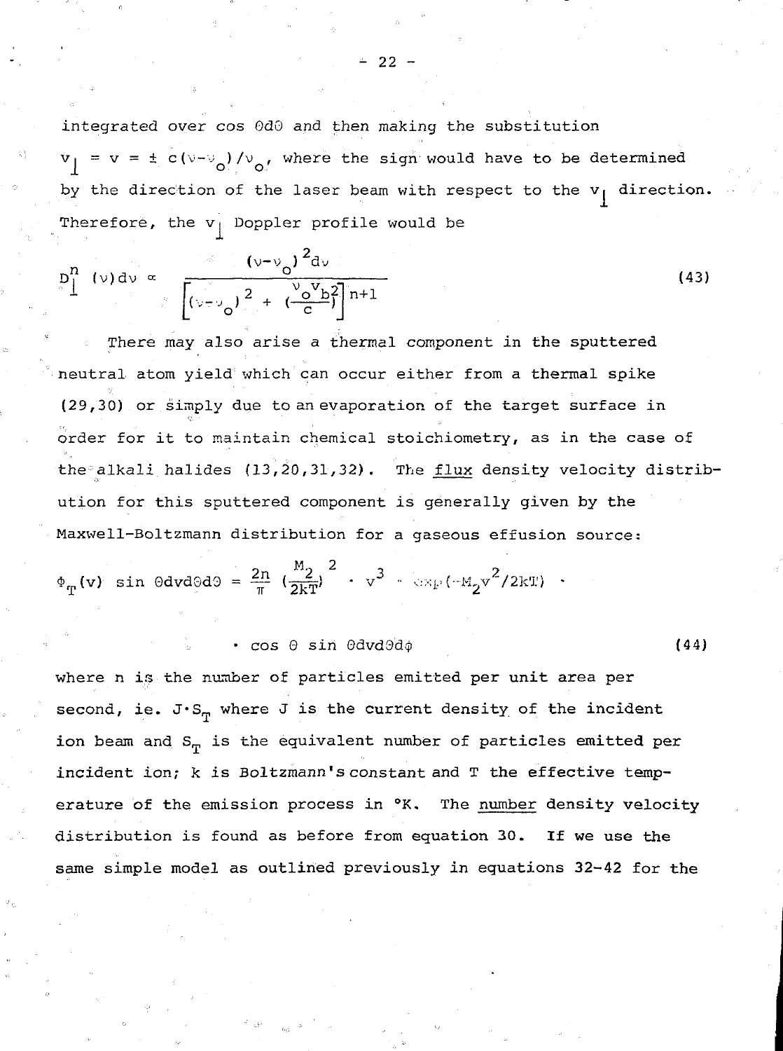integrated over $\cos \Theta d\Theta$ and then making the substitution $v_{\perp} = v = \pm c(\nu-\nu_o)/\nu_o$, where the sign would have to be determined by the direction of the laser beam with respect to the $v_{\perp}$ direction. Therefore, the $v_{\perp}$ Doppler profile would be

$$D_{\perp}^{n}(\nu)d\nu \propto \frac{(\nu-\nu_o)^2 d\nu}{\left[(\nu-\nu_o)^2 + \left(\frac{\nu_o v_b}{c}\right)^2\right]^{n+1}} \tag{43}$$

There may also arise a thermal component in the sputtered neutral atom yield which can occur either from a thermal spike (29,30) or simply due to an evaporation of the target surface in order for it to maintain chemical stoichiometry, as in the case of the alkali halides (13,20,31,32). The flux density velocity distribution for this sputtered component is generally given by the Maxwell-Boltzmann distribution for a gaseous effusion source:

$$\Phi_T(v) \sin \Theta dv d\Theta d\Theta = \frac{2n}{\pi} \left(\frac{M_2}{2kT}\right)^2 \cdot v^3 \cdot \exp(-M_2 v^2/2kT) \cdot$$

$$\cdot \cos \Theta \sin \Theta dv d\Theta d\phi \tag{44}$$

where n is the number of particles emitted per unit area per second, ie. $J \cdot S_T$ where J is the current density of the incident ion beam and $S_T$ is the equivalent number of particles emitted per incident ion; k is Boltzmann's constant and T the effective temperature of the emission process in °K. The number density velocity distribution is found as before from equation 30. If we use the same simple model as outlined previously in equations 32-42 for the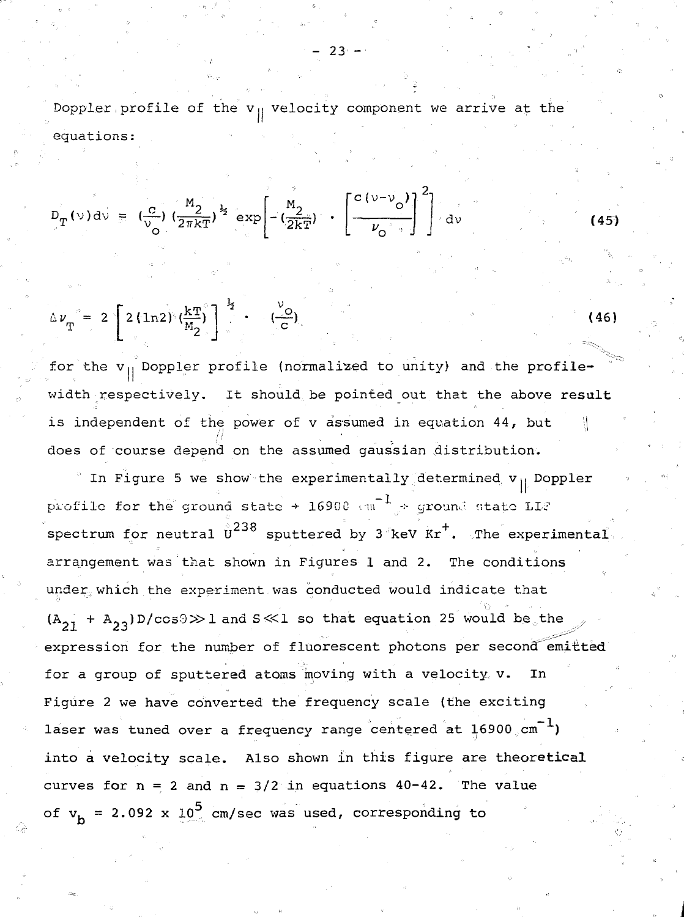Doppler profile of the $v_{||}$ velocity component we arrive at the equations:

$$D_T(\nu)d\nu = \left(\frac{c}{\nu_o}\right)\left(\frac{M_2}{2\pi kT}\right)^{\frac{1}{2}} \exp\left[-\left(\frac{M_2}{2kT}\right) \cdot \left[\frac{c(\nu-\nu_o)}{\nu_o}\right]^2\right] d\nu \tag{45}$$

$$\Delta\nu_T = 2\left[2(\ln 2)\left(\frac{kT}{M_2}\right)\right]^{\frac{1}{2}} \cdot \left(\frac{\nu_o}{c}\right) \tag{46}$$

for the $v_{||}$ Doppler profile (normalized to unity) and the profile-width respectively. It should be pointed out that the above result is independent of the power of v assumed in equation 44, but does of course depend on the assumed gaussian distribution.

In Figure 5 we show the experimentally determined $v_{||}$ Doppler profile for the ground state → 16900 $cm^{-1}$ → ground state LIF spectrum for neutral $U^{238}$ sputtered by 3 keV $Kr^+$. The experimental arrangement was that shown in Figures 1 and 2. The conditions under which the experiment was conducted would indicate that $(A_{21} + A_{23})D/\cos\theta \gg 1$ and $S \ll 1$ so that equation 25 would be the expression for the number of fluorescent photons per second emitted for a group of sputtered atoms moving with a velocity v. In Figure 2 we have converted the frequency scale (the exciting laser was tuned over a frequency range centered at 16900 $cm^{-1}$) into a velocity scale. Also shown in this figure are theoretical curves for n = 2 and n = 3/2 in equations 40-42. The value of $v_b = 2.092 \times 10^5$ cm/sec was used, corresponding to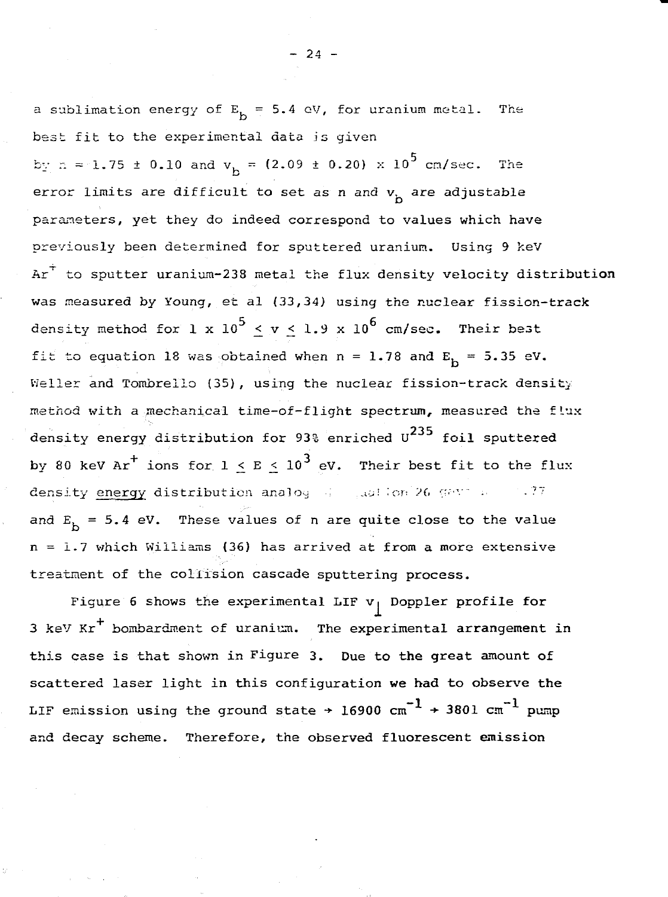a sublimation energy of $E_b = 5.4$ eV, for uranium metal. The best fit to the experimental data is given by $n = 1.75 \pm 0.10$ and $v_b = (2.09 \pm 0.20) \times 10^5$ cm/sec. The error limits are difficult to set as n and $v_b$ are adjustable parameters, yet they do indeed correspond to values which have previously been determined for sputtered uranium. Using 9 keV $Ar^+$ to sputter uranium-238 metal the flux density velocity distribution was measured by Young, et al (33,34) using the nuclear fission-track density method for $1 \times 10^5 \leq v \leq 1.9 \times 10^6$ cm/sec. Their best fit to equation 18 was obtained when $n = 1.78$ and $E_b = 5.35$ eV. Weller and Tombrello (35), using the nuclear fission-track density method with a mechanical time-of-flight spectrum, measured the flux density energy distribution for 93% enriched $U^{235}$ foil sputtered by 80 keV $Ar^+$ ions for $1 \leq E \leq 10^3$ eV. Their best fit to the flux density <u>energy</u> distribution analog ... ation 26 gave ... .77 and $E_b = 5.4$ eV. These values of n are quite close to the value $n = 1.7$ which Williams (36) has arrived at from a more extensive treatment of the collision cascade sputtering process.

Figure 6 shows the experimental LIF $v_\perp$ Doppler profile for 3 keV $Kr^+$ bombardment of uranium. The experimental arrangement in this case is that shown in Figure 3. Due to the great amount of scattered laser light in this configuration we had to observe the LIF emission using the ground state $\rightarrow$ 16900 $cm^{-1}$ $\rightarrow$ 3801 $cm^{-1}$ pump and decay scheme. Therefore, the observed fluorescent emission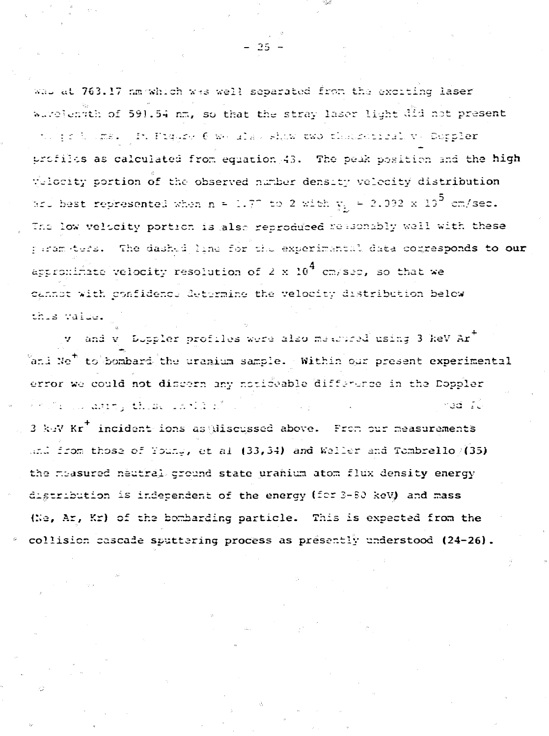was at 763.17 nm which was well separated from the exciting laser wavelength of 591.54 nm, so that the stray laser light did not present any problems. In Figure 6 we also show two theoretical $v_\perp$ Doppler profiles as calculated from equation 43. The peak position and the high velocity portion of the observed number density velocity distribution are best represented when n = 1.77 to 2 with $v_b$ = 2.092 x $10^5$ cm/sec. The low velocity portion is also reproduced reasonably well with these parameters. The dashed line for the experimental data corresponds to our approximate velocity resolution of 2 x $10^4$ cm/sec, so that we cannot with confidence determine the velocity distribution below this value.

$v$ and $\bar{v}$ Doppler profiles were also measured using 3 keV $Ar^+$ and $Ne^+$ to bombard the uranium sample. Within our present experimental error we could not discern any noticeable difference in the Doppler profiles using these ions ... ed to 3 keV $Kr^+$ incident ions as discussed above. From our measurements and from those of Young, et al (33,34) and Weller and Tombrello (35) the measured neutral ground state uranium atom flux density energy distribution is independent of the energy (for 3-80 keV) and mass (Ne, Ar, Kr) of the bombarding particle. This is expected from the collision cascade sputtering process as presently understood (24-26).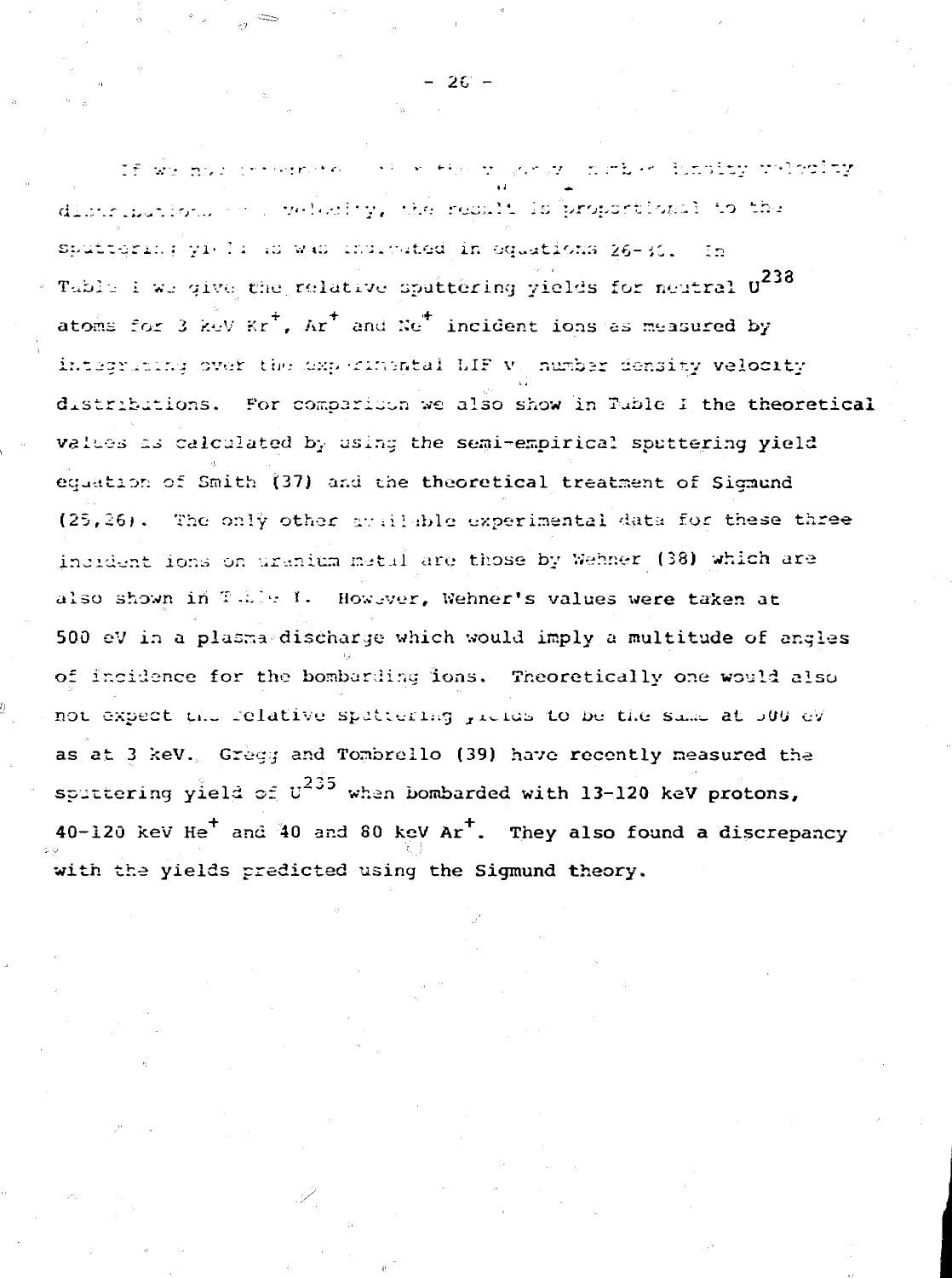If we now integrate over the velocity number density velocity distributions over velocity, the result is proportional to the sputtering yield as was indicated in equations 26-30. In Table I we give the relative sputtering yields for neutral $U^{238}$ atoms for 3 keV $Kr^+$, $Ar^+$ and $Ne^+$ incident ions as measured by integrating over the experimental LIF v number density velocity distributions. For comparison we also show in Table I the theoretical values as calculated by using the semi-empirical sputtering yield equation of Smith (37) and the theoretical treatment of Sigmund (25,26). The only other available experimental data for these three incident ions on uranium metal are those by Wehner (38) which are also shown in Table I. However, Wehner's values were taken at 500 eV in a plasma discharge which would imply a multitude of angles of incidence for the bombarding ions. Theoretically one would also not expect the relative sputtering yields to be the same at 500 eV as at 3 keV. Gregg and Tombrello (39) have recently measured the sputtering yield of $U^{235}$ when bombarded with 13-120 keV protons, 40-120 keV $He^+$ and 40 and 80 keV $Ar^+$. They also found a discrepancy with the yields predicted using the Sigmund theory.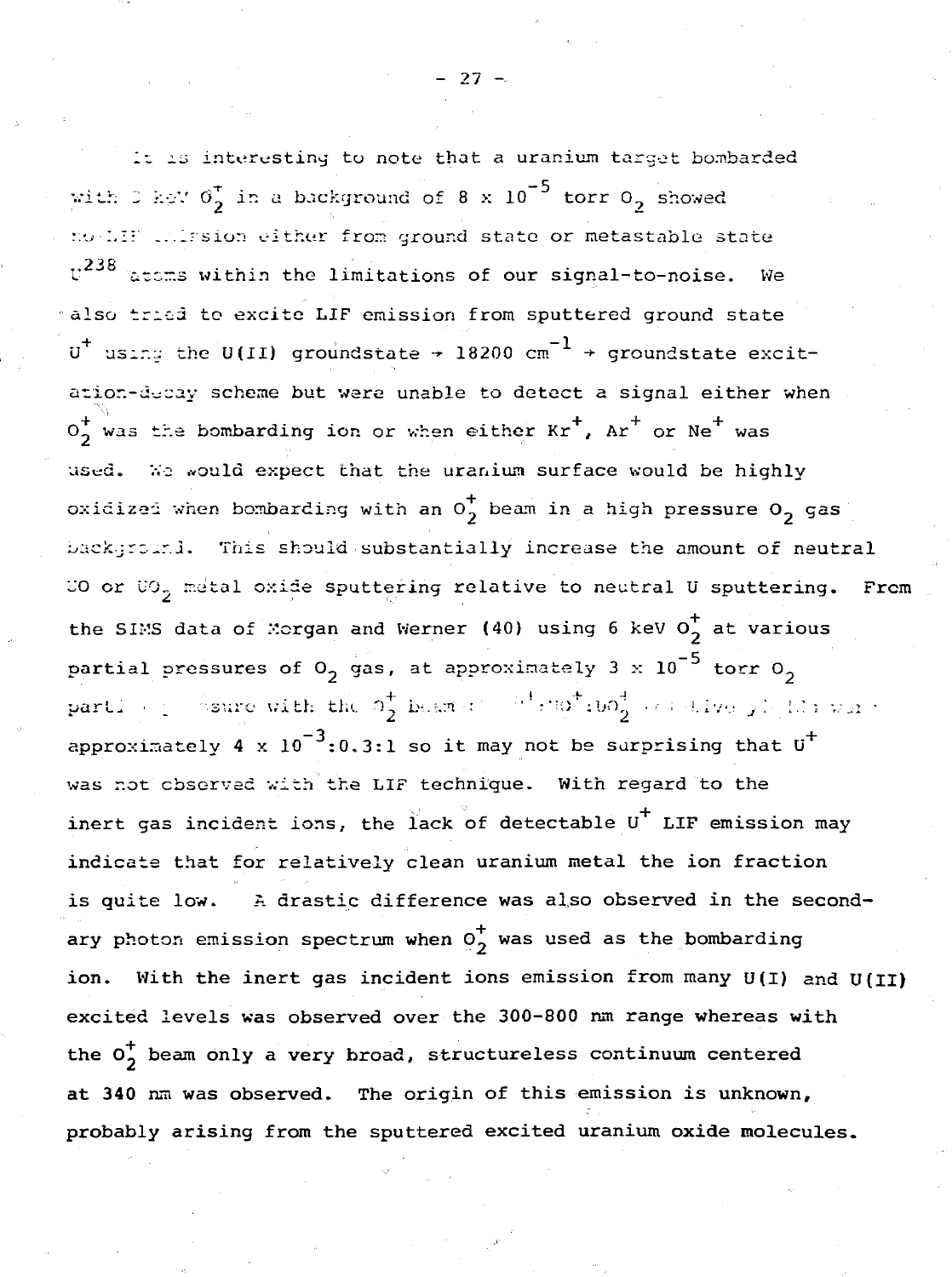It is interesting to note that a uranium target bombarded with 3 keV $O_2^+$ in a background of $8 \times 10^{-5}$ torr $O_2$ showed no LIF emission either from ground state or metastable state $U^{238}$ atoms within the limitations of our signal-to-noise. We also tried to excite LIF emission from sputtered ground state $U^+$ using the U(II) groundstate → 18200 $cm^{-1}$ → groundstate excitation-decay scheme but were unable to detect a signal either when $O_2^+$ was the bombarding ion or when either $Kr^+$, $Ar^+$ or $Ne^+$ was used. We would expect that the uranium surface would be highly oxidized when bombarding with an $O_2^+$ beam in a high pressure $O_2$ gas background. This should substantially increase the amount of neutral UO or $UO_2$ metal oxide sputtering relative to neutral U sputtering. From the SIMS data of Morgan and Werner (40) using 6 keV $O_2^+$ at various partial pressures of $O_2$ gas, at approximately $3 \times 10^{-5}$ torr $O_2$ partial pressure with the $O_2^+$ beam the $U^+$:$UO^+$:$UO_2^+$ relative yields was approximately $4 \times 10^{-3}$:0.3:1 so it may not be surprising that $U^+$ was not observed with the LIF technique. With regard to the inert gas incident ions, the lack of detectable $U^+$ LIF emission may indicate that for relatively clean uranium metal the ion fraction is quite low. A drastic difference was also observed in the secondary photon emission spectrum when $O_2^+$ was used as the bombarding ion. With the inert gas incident ions emission from many U(I) and U(II) excited levels was observed over the 300-800 nm range whereas with the $O_2^+$ beam only a very broad, structureless continuum centered at 340 nm was observed. The origin of this emission is unknown, probably arising from the sputtered excited uranium oxide molecules.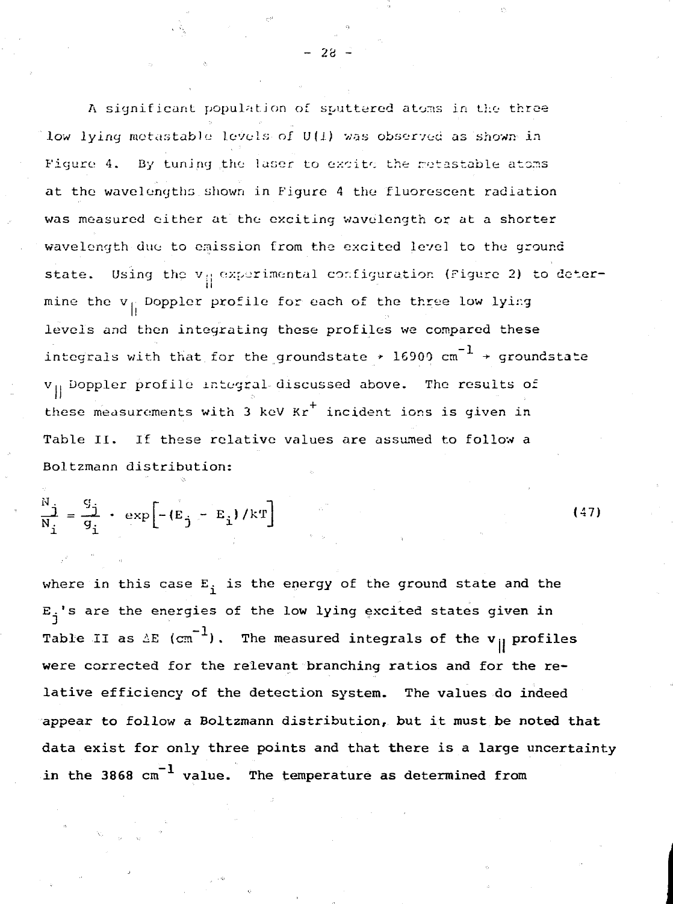A significant population of sputtered atoms in the three low lying metastable levels of U(I) was observed as shown in Figure 4. By tuning the laser to excite the metastable atoms at the wavelengths shown in Figure 4 the fluorescent radiation was measured either at the exciting wavelength or at a shorter wavelength due to emission from the excited level to the ground state. Using the $v_{||}$ experimental configuration (Figure 2) to determine the $v_{||}$ Doppler profile for each of the three low lying levels and then integrating these profiles we compared these integrals with that for the groundstate $\rightarrow$ 16900 $cm^{-1}$ $\rightarrow$ groundstate $v_{||}$ Doppler profile integral discussed above. The results of these measurements with 3 keV $Kr^+$ incident ions is given in Table II. If these relative values are assumed to follow a Boltzmann distribution:

$$\frac{N_j}{N_i} = \frac{g_j}{g_i} \cdot \exp\left[-(E_j - E_i)/kT\right] \tag{47}$$

where in this case $E_i$ is the energy of the ground state and the $E_j$'s are the energies of the low lying excited states given in Table II as $\Delta E$ ($cm^{-1}$). The measured integrals of the $v_{||}$ profiles were corrected for the relevant branching ratios and for the relative efficiency of the detection system. The values do indeed appear to follow a Boltzmann distribution, but it must be noted that data exist for only three points and that there is a large uncertainty in the 3868 $cm^{-1}$ value. The temperature as determined from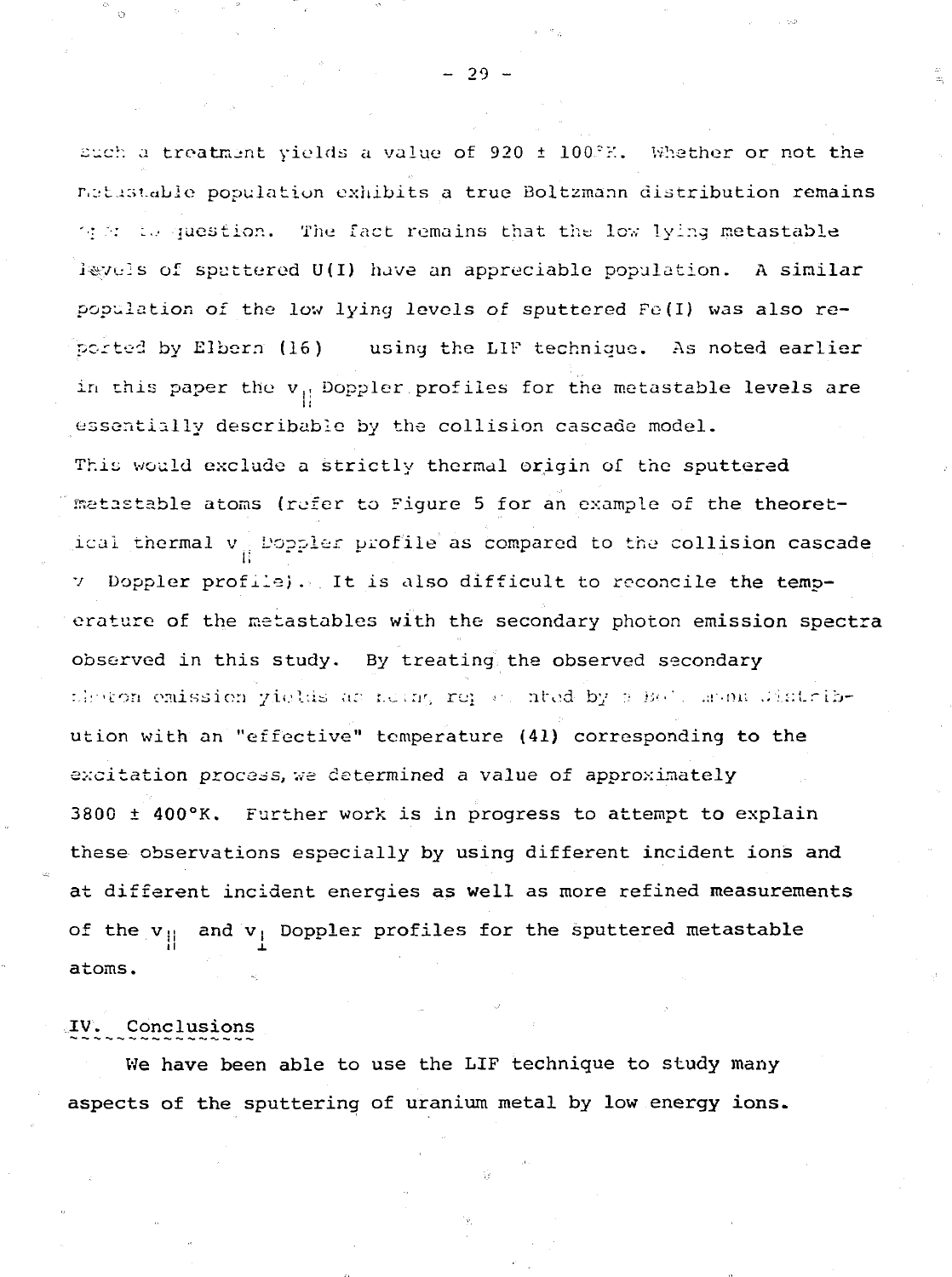such a treatment yields a value of 920 ± 100°K. Whether or not the metastable population exhibits a true Boltzmann distribution remains open to question. The fact remains that the low lying metastable levels of sputtered U(I) have an appreciable population. A similar population of the low lying levels of sputtered Fe(I) was also reported by Elbern (16) using the LIF technique. As noted earlier in this paper the $v_{\parallel}$ Doppler profiles for the metastable levels are essentially describable by the collision cascade model. This would exclude a strictly thermal origin of the sputtered metastable atoms (refer to Figure 5 for an example of the theoretical thermal $v_{\parallel}$ Doppler profile as compared to the collision cascade $v$ Doppler profile). It is also difficult to reconcile the temperature of the metastables with the secondary photon emission spectra observed in this study. By treating the observed secondary photon emission yields as being represented by a Boltzmann distribution with an "effective" temperature (41) corresponding to the excitation process, we determined a value of approximately 3800 ± 400°K. Further work is in progress to attempt to explain these observations especially by using different incident ions and at different incident energies as well as more refined measurements of the $v_{\parallel}$ and $v_{\perp}$ Doppler profiles for the sputtered metastable atoms.

## IV. Conclusions

We have been able to use the LIF technique to study many aspects of the sputtering of uranium metal by low energy ions.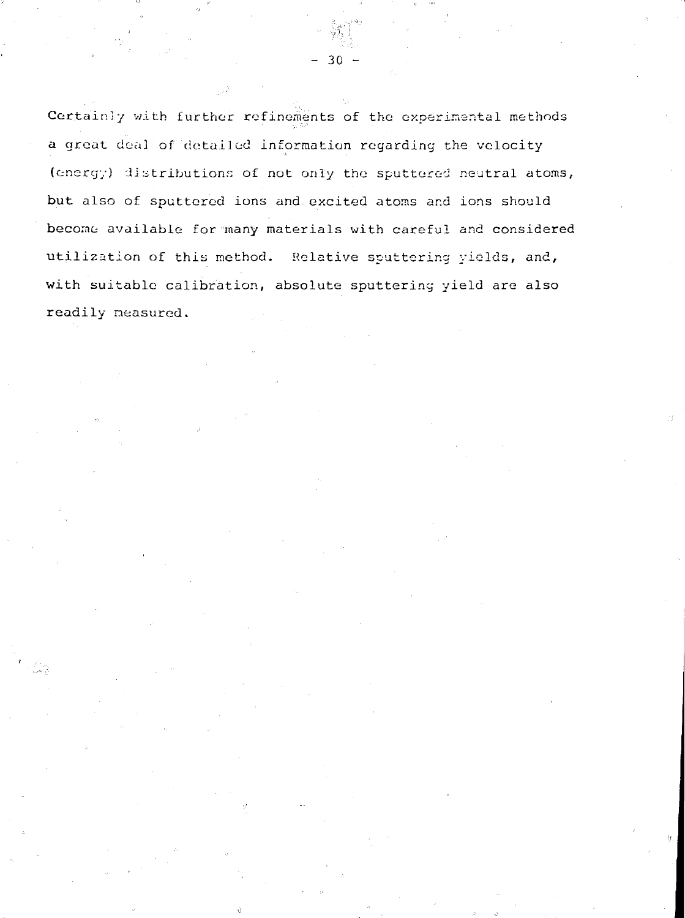Certainly with further refinements of the experimental methods a great deal of detailed information regarding the velocity (energy) distributions of not only the sputtered neutral atoms, but also of sputtered ions and excited atoms and ions should become available for many materials with careful and considered utilization of this method. Relative sputtering yields, and, with suitable calibration, absolute sputtering yield are also readily measured.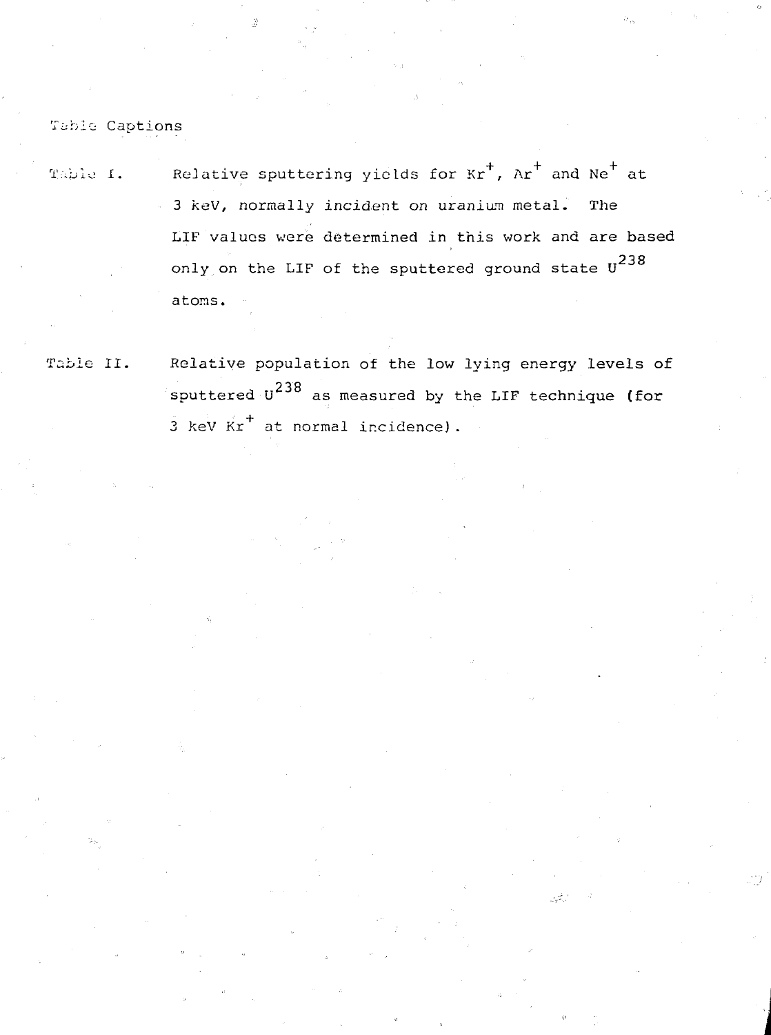# Table Captions

Table I. Relative sputtering yields for $Kr^+$, $Ar^+$ and $Ne^+$ at 3 keV, normally incident on uranium metal. The LIF values were determined in this work and are based only on the LIF of the sputtered ground state $U^{238}$ atoms.

Table II. Relative population of the low lying energy levels of sputtered $U^{238}$ as measured by the LIF technique (for 3 keV $Kr^+$ at normal incidence).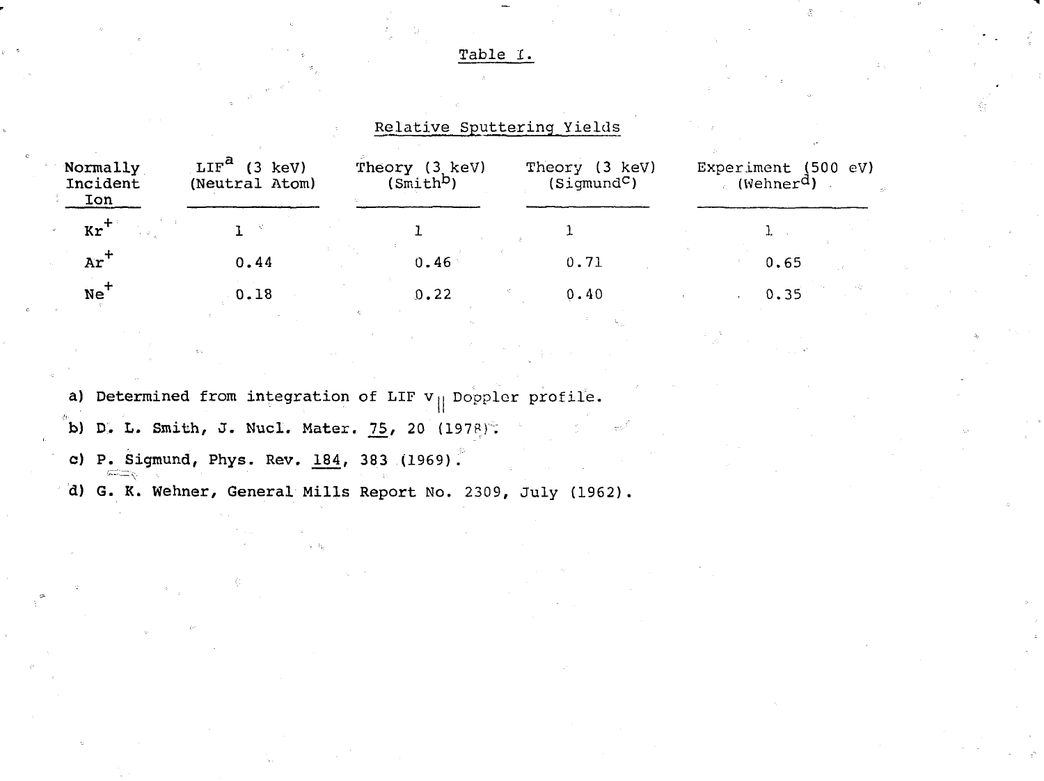Table I.

Relative Sputtering Yields

| Normally Incident Ion | LIF[a] (3 keV) (Neutral Atom) | Theory (3 keV) (Smith[b]) | Theory (3 keV) (Sigmund[c]) | Experiment (500 eV) (Wehner[d]) |
|---|---|---|---|---|
| $Kr^+$ | 1 | 1 | 1 | 1 |
| $Ar^+$ | 0.44 | 0.46 | 0.71 | 0.65 |
| $Ne^+$ | 0.18 | 0.22 | 0.40 | 0.35 |

a) Determined from integration of LIF $v_{||}$ Doppler profile.

b) D. L. Smith, J. Nucl. Mater. 75, 20 (1978).

c) P. Sigmund, Phys. Rev. 184, 383 (1969).

d) G. K. Wehner, General Mills Report No. 2309, July (1962).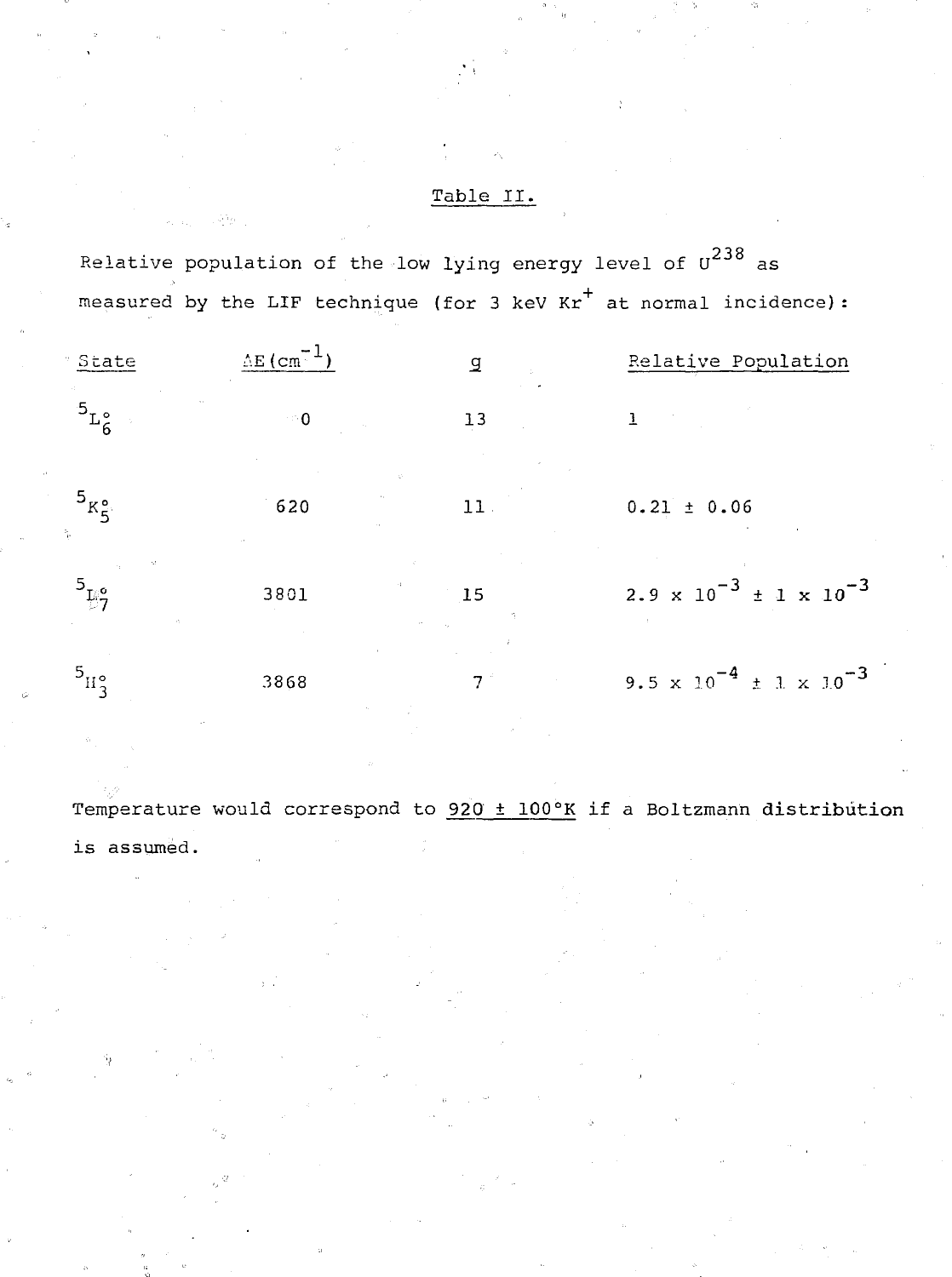Table II.

Relative population of the low lying energy level of $U^{238}$ as measured by the LIF technique (for 3 keV $Kr^+$ at normal incidence):

| State | $\Delta E (cm^{-1})$ | g | Relative Population |
|---|---|---|---|
| $^5L^\circ_6$ | 0 | 13 | 1 |
| $^5K^\circ_5$ | 620 | 11 | $0.21 \pm 0.06$ |
| $^5L^\circ_7$ | 3801 | 15 | $2.9 \times 10^{-3} \pm 1 \times 10^{-3}$ |
| $^5H^\circ_3$ | 3868 | 7 | $9.5 \times 10^{-4} \pm 1 \times 10^{-3}$ |

Temperature would correspond to 920 ± 100°K if a Boltzmann distribution is assumed.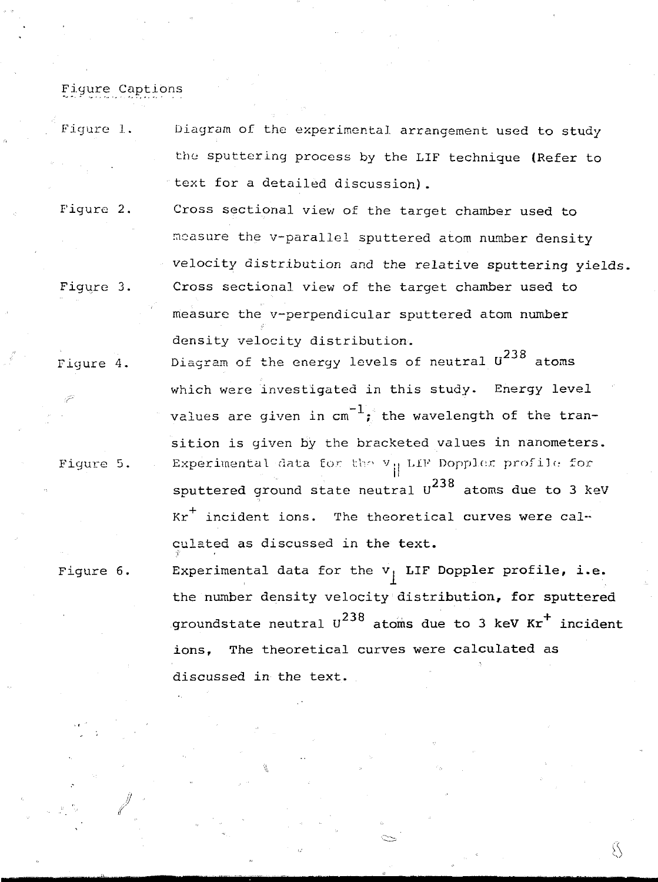## Figure Captions

Figure 1. Diagram of the experimental arrangement used to study the sputtering process by the LIF technique (Refer to text for a detailed discussion).

Figure 2. Cross sectional view of the target chamber used to measure the v-parallel sputtered atom number density velocity distribution and the relative sputtering yields.

Figure 3. Cross sectional view of the target chamber used to measure the v-perpendicular sputtered atom number density velocity distribution.

Figure 4. Diagram of the energy levels of neutral $U^{238}$ atoms which were investigated in this study. Energy level values are given in $cm^{-1}$; the wavelength of the transition is given by the bracketed values in nanometers.

Figure 5. Experimental data for the $v_{\parallel}$ LIF Doppler profile for sputtered ground state neutral $U^{238}$ atoms due to 3 keV $Kr^+$ incident ions. The theoretical curves were calculated as discussed in the text.

Figure 6. Experimental data for the $v_{\perp}$ LIF Doppler profile, i.e. the number density velocity distribution, for sputtered groundstate neutral $U^{238}$ atoms due to 3 keV $Kr^+$ incident ions, The theoretical curves were calculated as discussed in the text.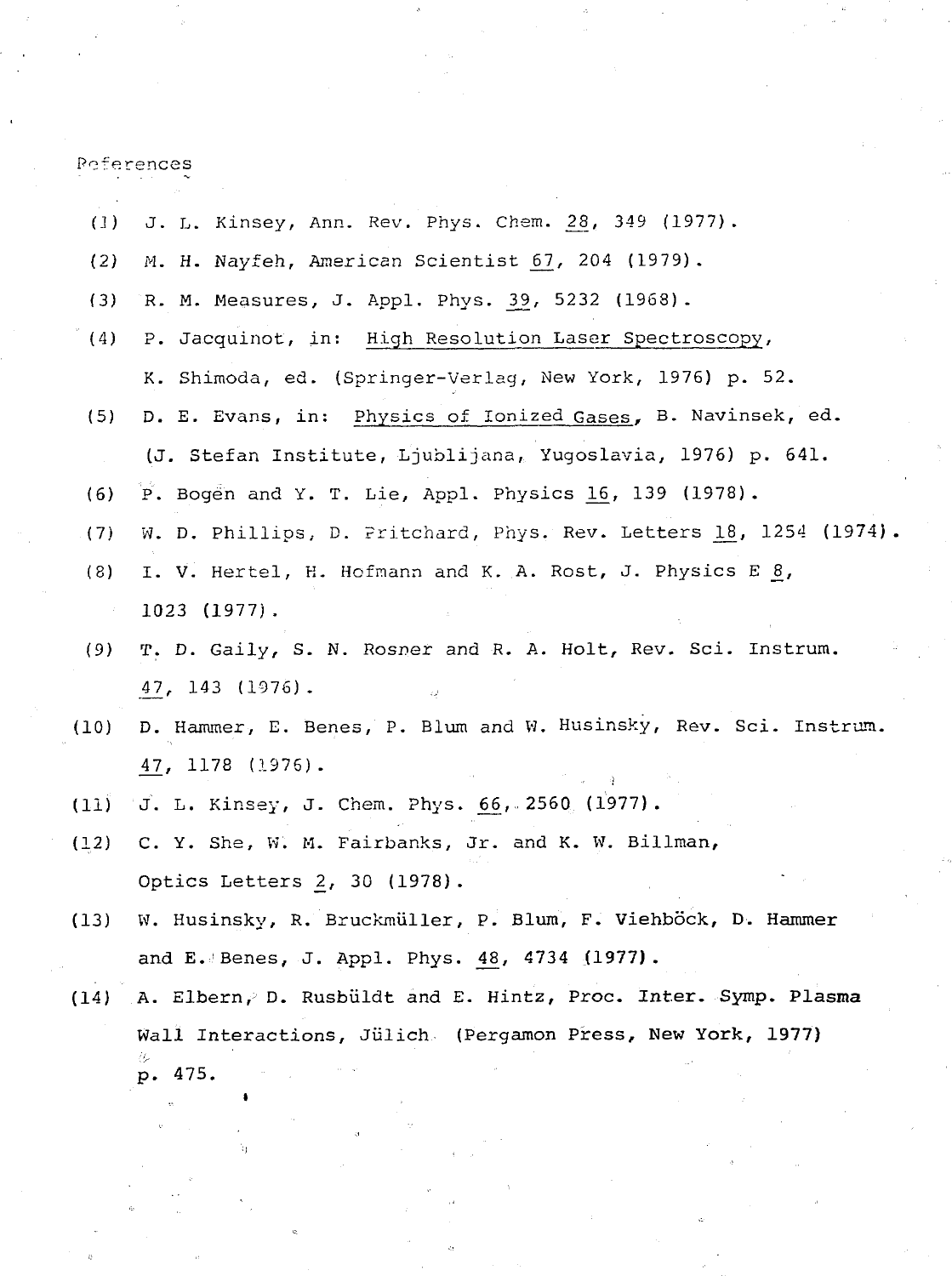References

(1) J. L. Kinsey, Ann. Rev. Phys. Chem. 28, 349 (1977).

(2) M. H. Nayfeh, American Scientist 67, 204 (1979).

(3) R. M. Measures, J. Appl. Phys. 39, 5232 (1968).

(4) P. Jacquinot, in: High Resolution Laser Spectroscopy, K. Shimoda, ed. (Springer-Verlag, New York, 1976) p. 52.

(5) D. E. Evans, in: Physics of Ionized Gases, B. Navinsek, ed. (J. Stefan Institute, Ljublijana, Yugoslavia, 1976) p. 641.

(6) P. Bogen and Y. T. Lie, Appl. Physics 16, 139 (1978).

(7) W. D. Phillips, D. Pritchard, Phys. Rev. Letters 18, 1254 (1974).

(8) I. V. Hertel, H. Hofmann and K. A. Rost, J. Physics E 8, 1023 (1977).

(9) T. D. Gaily, S. N. Rosner and R. A. Holt, Rev. Sci. Instrum. 47, 143 (1976).

(10) D. Hammer, E. Benes, P. Blum and W. Husinsky, Rev. Sci. Instrum. 47, 1178 (1976).

(11) J. L. Kinsey, J. Chem. Phys. 66, 2560 (1977).

(12) C. Y. She, W. M. Fairbanks, Jr. and K. W. Billman, Optics Letters 2, 30 (1978).

(13) W. Husinsky, R. Bruckmüller, P. Blum, F. Viehböck, D. Hammer and E. Benes, J. Appl. Phys. 48, 4734 (1977).

(14) A. Elbern, D. Rusbüldt and E. Hintz, Proc. Inter. Symp. Plasma Wall Interactions, Jülich (Pergamon Press, New York, 1977) p. 475.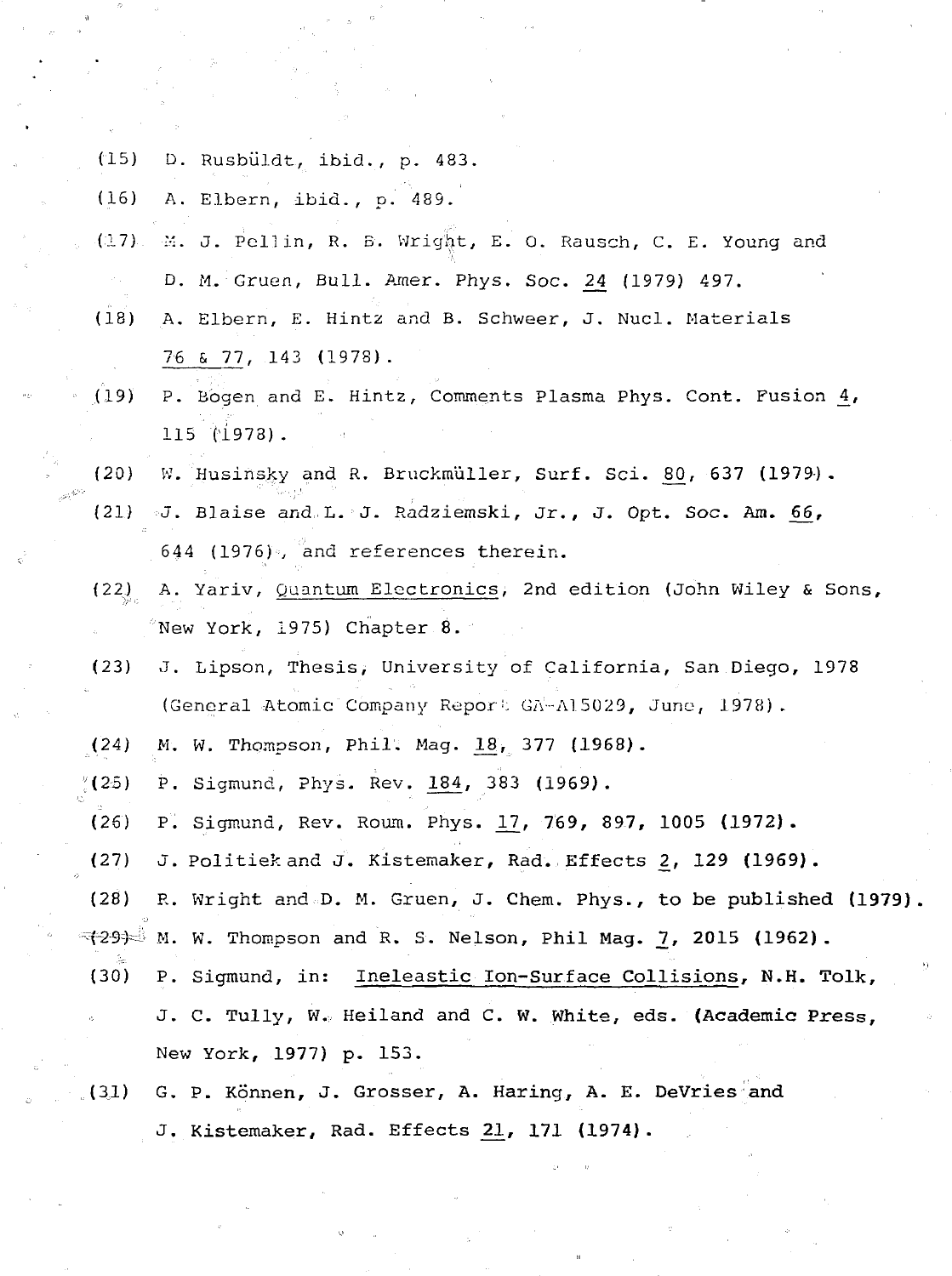(15) D. Rusbüldt, ibid., p. 483.

(16) A. Elbern, ibid., p. 489.

(17) M. J. Pellin, R. B. Wright, E. O. Rausch, C. E. Young and D. M. Gruen, Bull. Amer. Phys. Soc. 24 (1979) 497.

(18) A. Elbern, E. Hintz and B. Schweer, J. Nucl. Materials 76 & 77, 143 (1978).

(19) P. Bogen and E. Hintz, Comments Plasma Phys. Cont. Fusion 4, 115 (1978).

(20) W. Husinsky and R. Bruckmüller, Surf. Sci. 80, 637 (1979).

(21) J. Blaise and L. J. Radziemski, Jr., J. Opt. Soc. Am. 66, 644 (1976), and references therein.

(22) A. Yariv, Quantum Electronics, 2nd edition (John Wiley & Sons, New York, 1975) Chapter 8.

(23) J. Lipson, Thesis, University of California, San Diego, 1978 (General Atomic Company Report GA-A15029, June, 1978).

(24) M. W. Thompson, Phil. Mag. 18, 377 (1968).

(25) P. Sigmund, Phys. Rev. 184, 383 (1969).

(26) P. Sigmund, Rev. Roum. Phys. 17, 769, 897, 1005 (1972).

(27) J. Politiek and J. Kistemaker, Rad. Effects 2, 129 (1969).

(28) R. Wright and D. M. Gruen, J. Chem. Phys., to be published (1979).

(29) M. W. Thompson and R. S. Nelson, Phil Mag. 7, 2015 (1962).

(30) P. Sigmund, in: Ineleastic Ion-Surface Collisions, N.H. Tolk, J. C. Tully, W. Heiland and C. W. White, eds. (Academic Press, New York, 1977) p. 153.

(31) G. P. Können, J. Grosser, A. Haring, A. E. DeVries and J. Kistemaker, Rad. Effects 21, 171 (1974).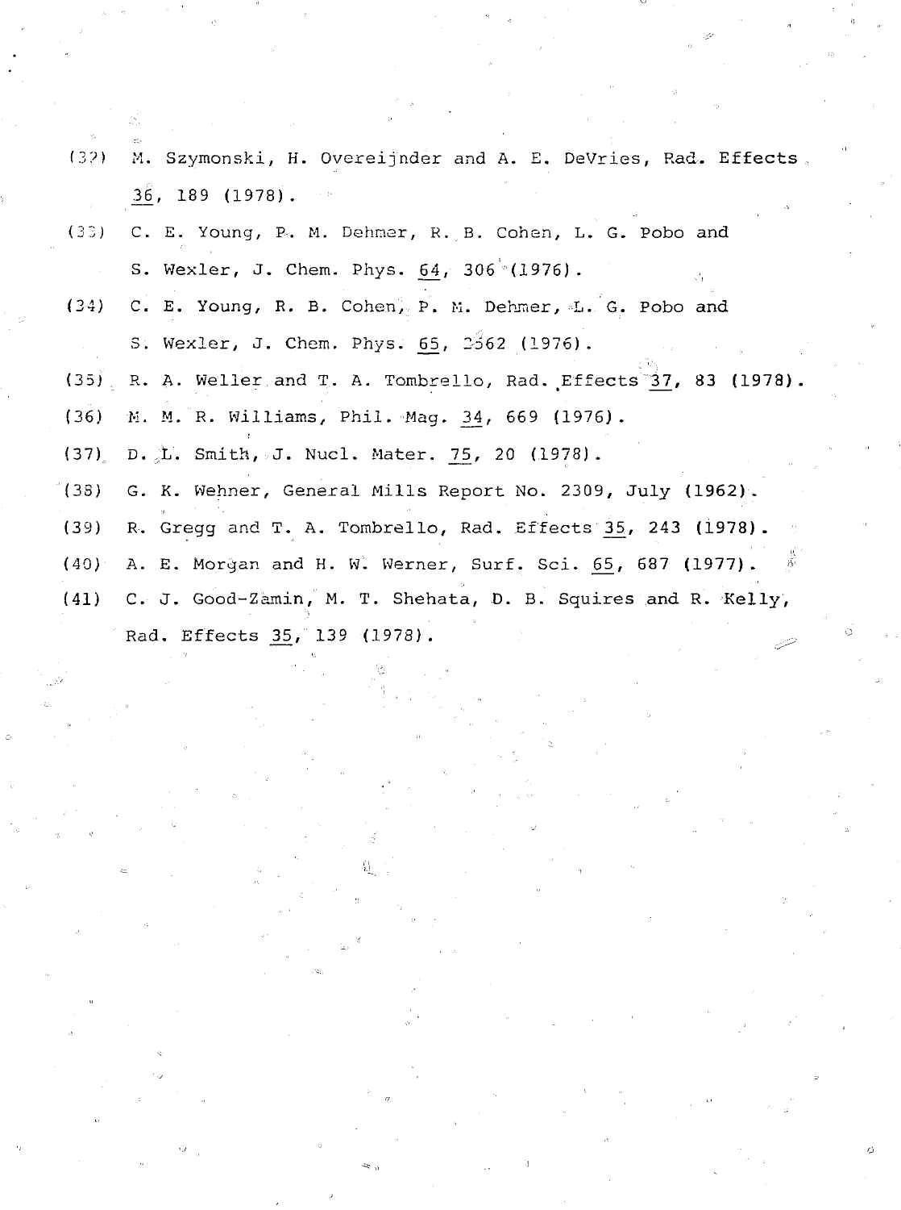(32) M. Szymonski, H. Overeijnder and A. E. DeVries, Rad. Effects 36, 189 (1978).

(33) C. E. Young, P. M. Dehmer, R. B. Cohen, L. G. Pobo and S. Wexler, J. Chem. Phys. 64, 306 (1976).

(34) C. E. Young, R. B. Cohen, P. M. Dehmer, L. G. Pobo and S. Wexler, J. Chem. Phys. 65, 2562 (1976).

(35) R. A. Weller and T. A. Tombrello, Rad. Effects 37, 83 (1978).

(36) M. M. R. Williams, Phil. Mag. 34, 669 (1976).

(37) D. L. Smith, J. Nucl. Mater. 75, 20 (1978).

(38) G. K. Wehner, General Mills Report No. 2309, July (1962).

(39) R. Gregg and T. A. Tombrello, Rad. Effects 35, 243 (1978).

(40) A. E. Morgan and H. W. Werner, Surf. Sci. 65, 687 (1977).

(41) C. J. Good-Zamin, M. T. Shehata, D. B. Squires and R. Kelly, Rad. Effects 35, 139 (1978).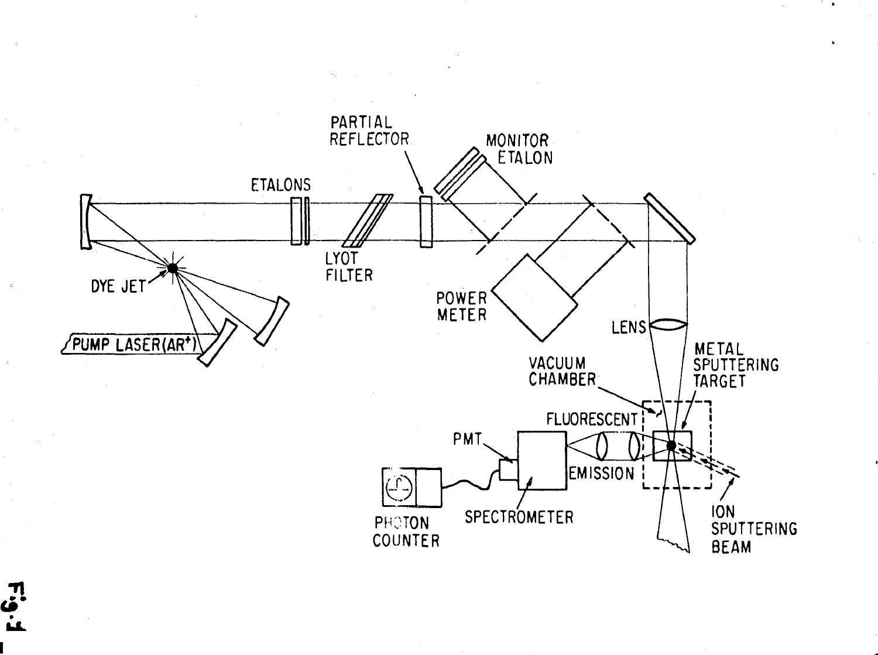PARTIAL REFLECTOR

MONITOR ETALON

ETALONS

LYOT FILTER

DYE JET

PUMP LASER(AR$^+$)

POWER METER

LENS

METAL SPUTTERING TARGET

VACUUM CHAMBER

FLUORESCENT EMISSION

PMT

SPECTROMETER

PHOTON COUNTER

ION SPUTTERING BEAM

Fig. 3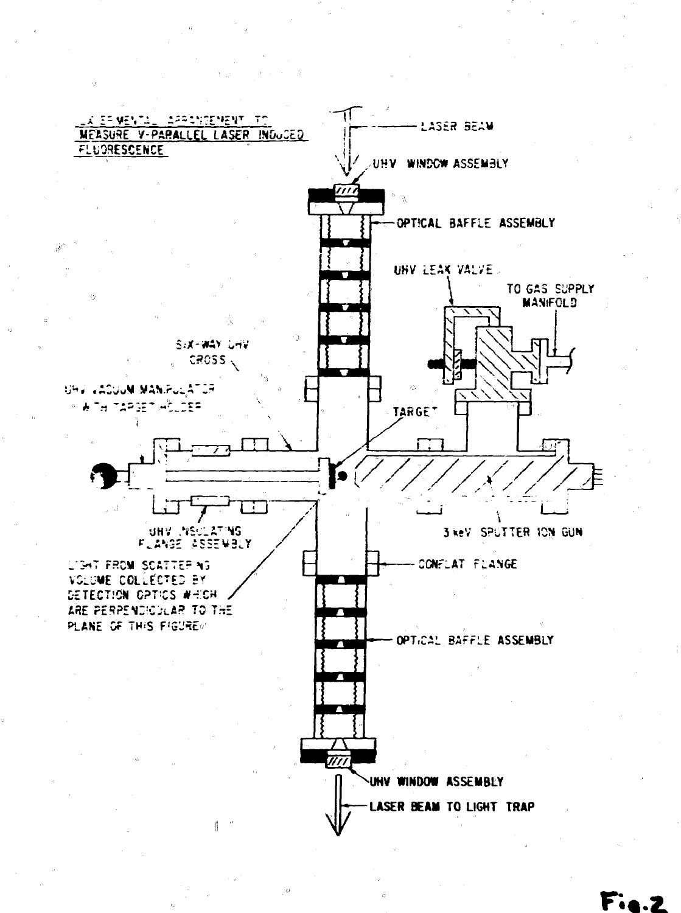EXPERIMENTAL ARRANGEMENT TO MEASURE V-PARALLEL LASER INDUCED FLUORESCENCE

LASER BEAM

UHV WINDOW ASSEMBLY

OPTICAL BAFFLE ASSEMBLY

UHV LEAK VALVE

TO GAS SUPPLY MANIFOLD

SIX-WAY UHV CROSS

UHV VACUUM MANIPULATOR WITH TARGET HOLDER

TARGET

UHV INSULATING FLANGE ASSEMBLY

3 keV SPUTTER ION GUN

LIGHT FROM SCATTERING VOLUME COLLECTED BY DETECTION OPTICS WHICH ARE PERPENDICULAR TO THE PLANE OF THIS FIGURE

CONFLAT FLANGE

OPTICAL BAFFLE ASSEMBLY

UHV WINDOW ASSEMBLY

LASER BEAM TO LIGHT TRAP

Fig.2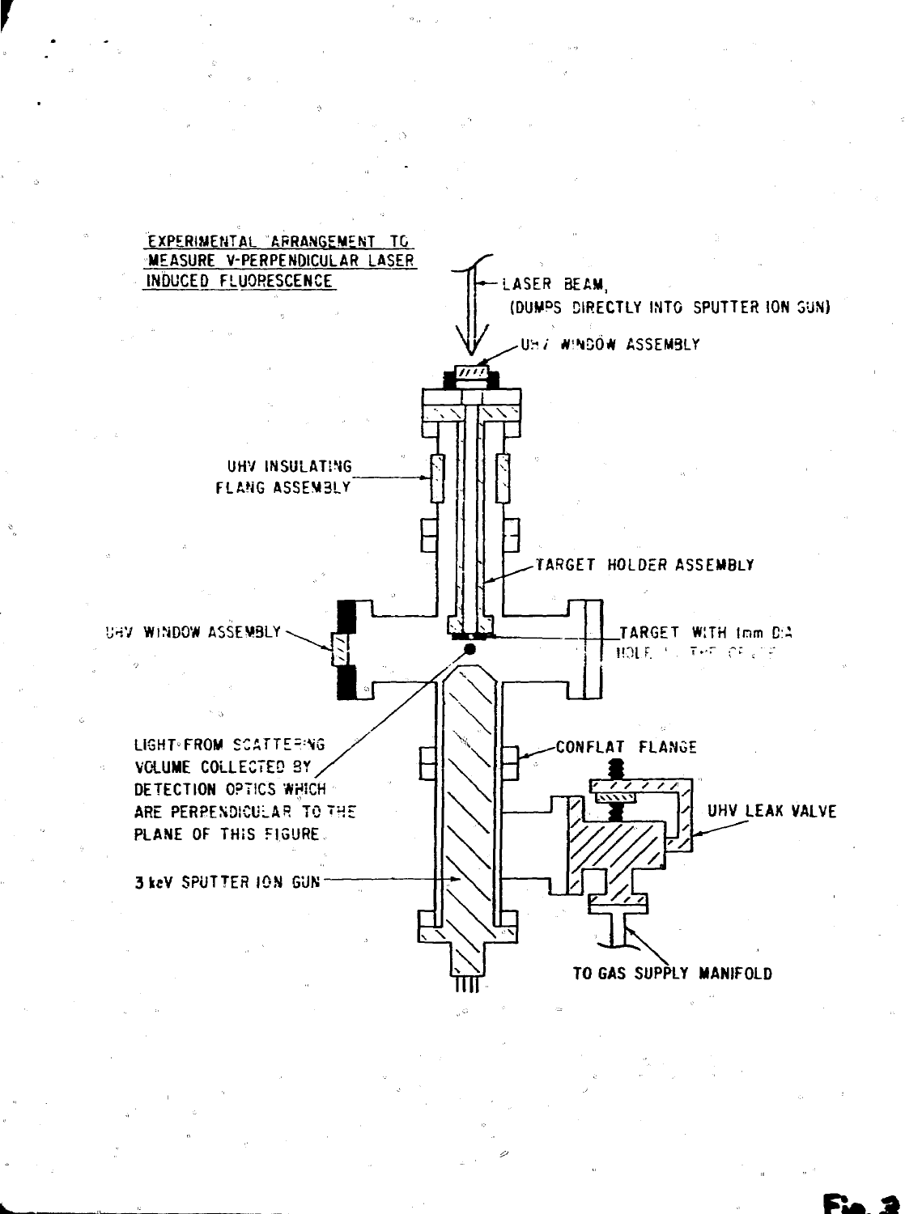EXPERIMENTAL ARRANGEMENT TO MEASURE V-PERPENDICULAR LASER INDUCED FLUORESCENCE

LASER BEAM, (DUMPS DIRECTLY INTO SPUTTER ION GUN)

UHV WINDOW ASSEMBLY

UHV INSULATING FLANG ASSEMBLY

TARGET HOLDER ASSEMBLY

UHV WINDOW ASSEMBLY

TARGET WITH 1mm DIA HOLE

LIGHT FROM SCATTERING VOLUME COLLECTED BY DETECTION OPTICS WHICH ARE PERPENDICULAR TO THE PLANE OF THIS FIGURE.

CONFLAT FLANGE

UHV LEAK VALVE

3 keV SPUTTER ION GUN

TO GAS SUPPLY MANIFOLD

Fig. 2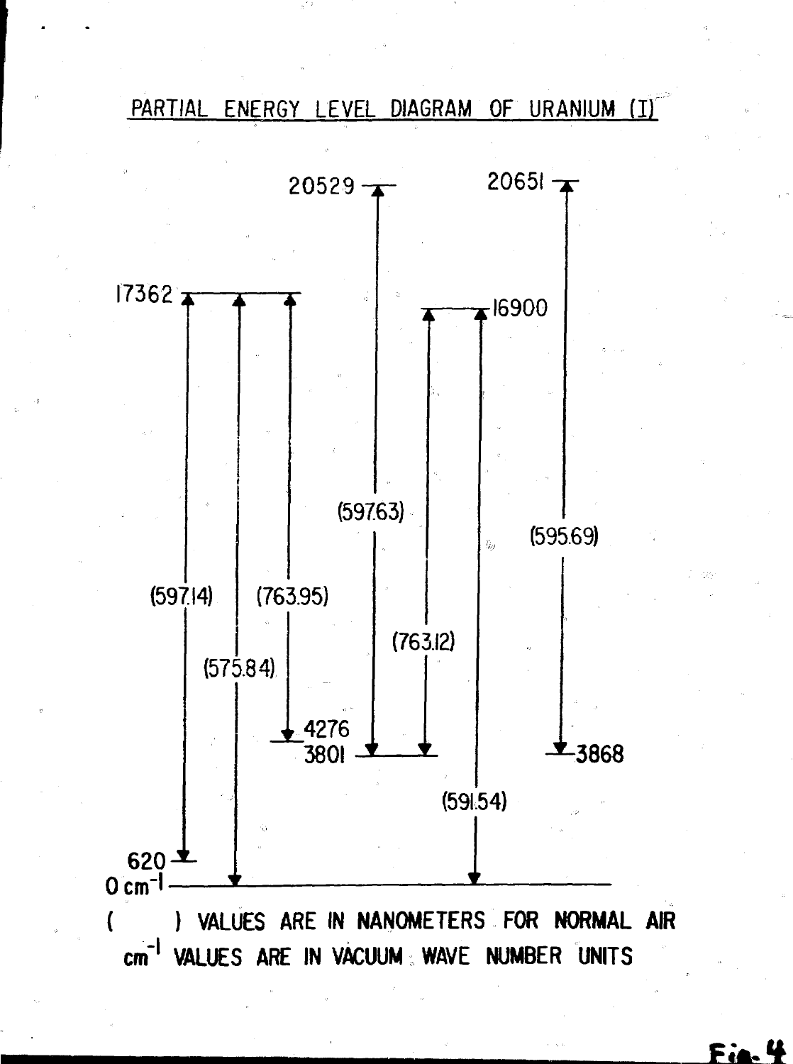PARTIAL ENERGY LEVEL DIAGRAM OF URANIUM (I)

20529 — 20651

17362 — 16900

(597.14) (763.95) (597.63) (595.69)

(575.84) (763.12)

4276
3801 — 3868

(591.54)

620
0 $cm^{-1}$

( ) VALUES ARE IN NANOMETERS FOR NORMAL AIR
$cm^{-1}$ VALUES ARE IN VACUUM WAVE NUMBER UNITS

Fig. 4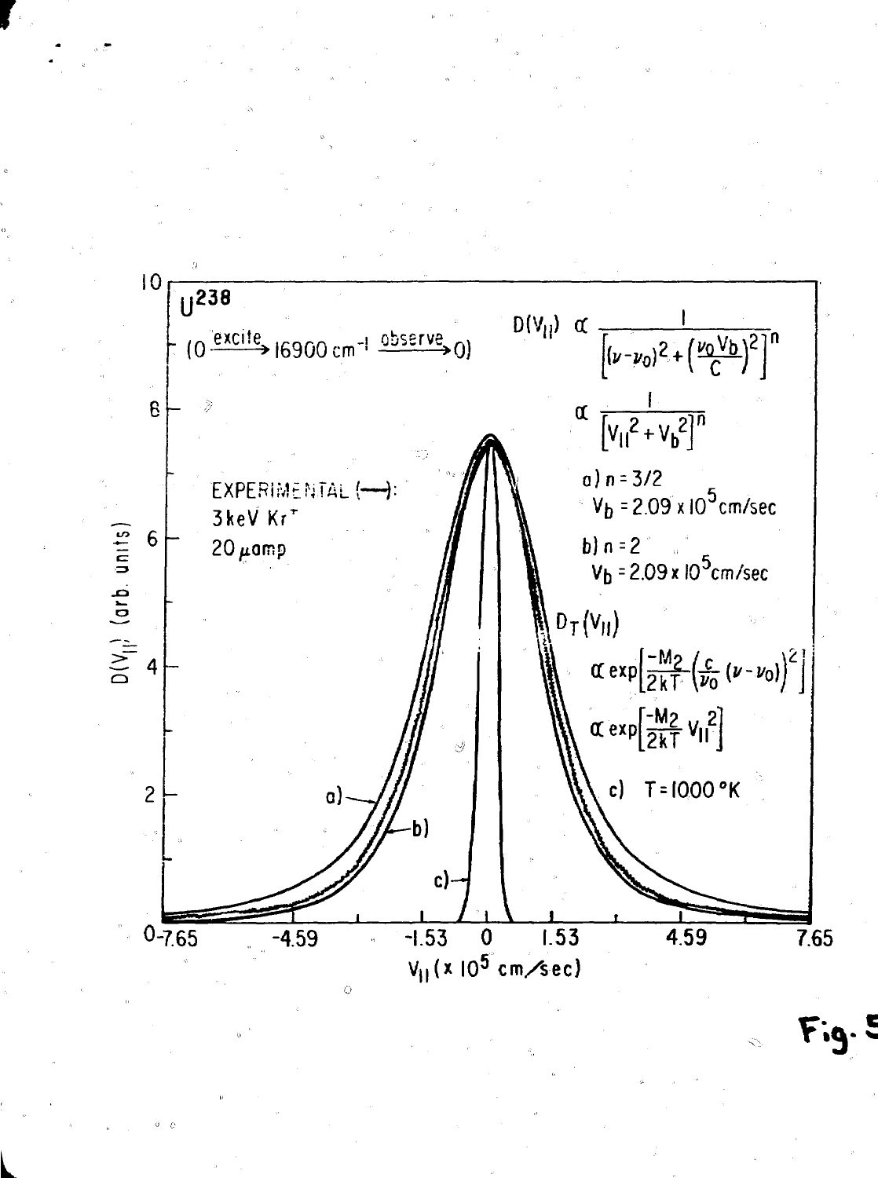$U^{238}$

$(0 \xrightarrow{\text{excite}} 16900\ \text{cm}^{-1} \xrightarrow{\text{observe}} 0)$

$$D(V_{\parallel}) \propto \frac{1}{\left[(\nu-\nu_0)^2 + \left(\frac{\nu_0 V_b}{C}\right)^2\right]^n}$$

$$\propto \frac{1}{\left[V_{\parallel}^2 + V_b^2\right]^n}$$

a) $n = 3/2$, $V_b = 2.09 \times 10^5$ cm/sec

b) $n = 2$, $V_b = 2.09 \times 10^5$ cm/sec

EXPERIMENTAL (—):
3 keV $Kr^+$
20 $\mu$amp

$D_T(V_{\parallel})$

$$\propto \exp\left[\frac{-M_2}{2kT}\left(\frac{c}{\nu_0}(\nu-\nu_0)\right)^2\right]$$

$$\propto \exp\left[\frac{-M_2}{2kT} V_{\parallel}^2\right]$$

c) $T = 1000$ °K

$D(V_{\parallel})$ (arb. units)

$V_{\parallel}$ ($\times 10^5$ cm/sec)

Fig. 5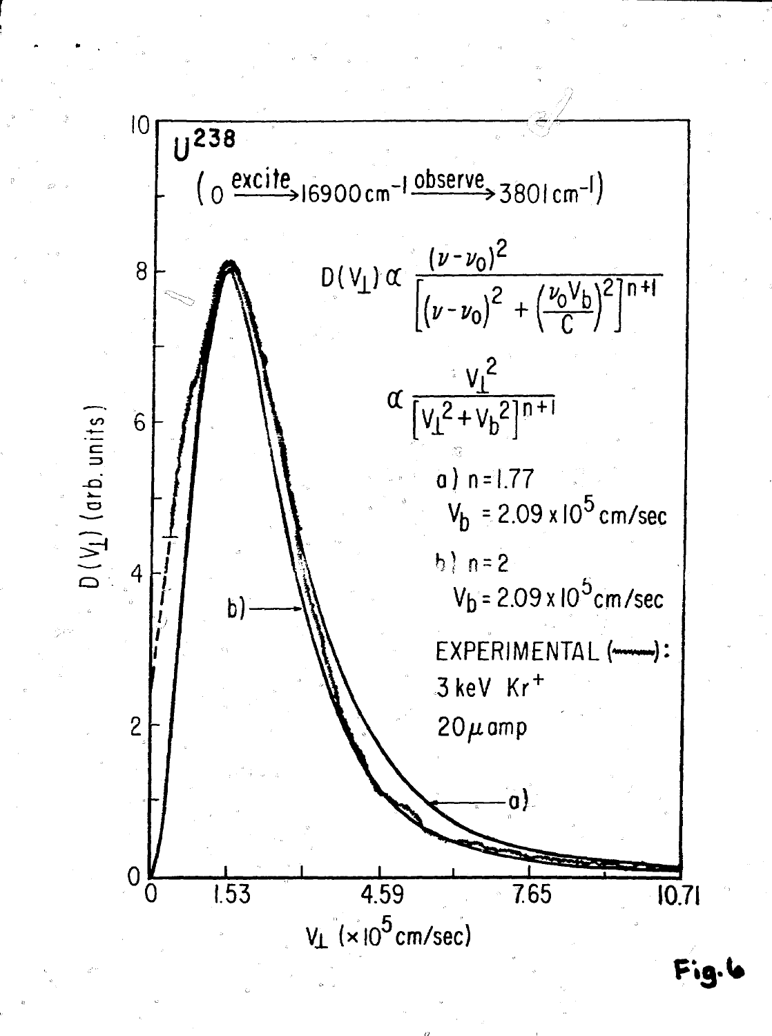$U^{238}$

$\left(0 \xrightarrow{\text{excite}} 16900\,\text{cm}^{-1} \xrightarrow{\text{observe}} 3801\,\text{cm}^{-1}\right)$

$$D(V_\perp) \propto \frac{(\nu-\nu_0)^2}{\left[(\nu-\nu_0)^2 + \left(\frac{\nu_0 V_b}{C}\right)^2\right]^{n+1}}$$

$$\propto \frac{V_\perp^2}{\left[V_\perp^2 + V_b^2\right]^{n+1}}$$

a) $n = 1.77$
$V_b = 2.09 \times 10^5$ cm/sec

b) $n = 2$
$V_b = 2.09 \times 10^5$ cm/sec

EXPERIMENTAL (——):
3 keV $Kr^+$
20 $\mu$amp

$D(V_\perp)$ (arb. units)

10
8
6
4
2
0

0
1.53
4.59
7.65
10.71

$V_\perp$ ($\times 10^5$ cm/sec)

b)

a)

Fig. 6